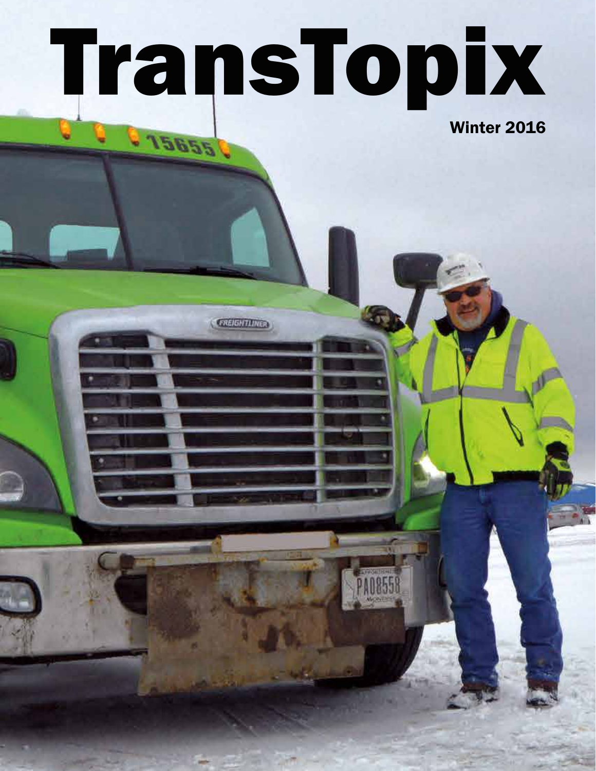# TransTopix

Winter 2016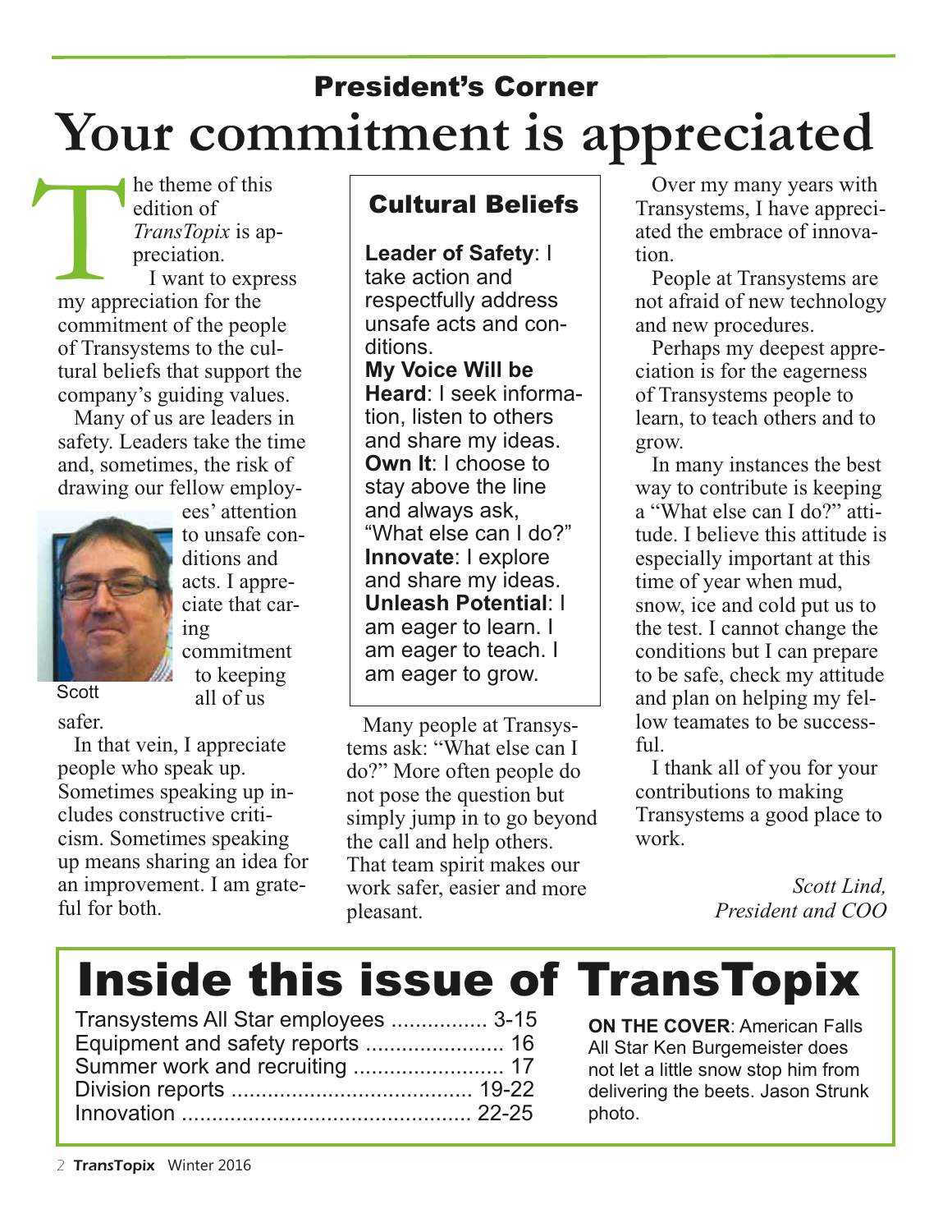## President's Corner

# Your commitment is appreciated

The theme of this edition of *TransTopix* is appreciation.

I want to express my appreciation for the commitment of the people of Transystems to the cultural beliefs that support the company's guiding values.

Many of us are leaders in safety. Leaders take the time and, sometimes, the risk of drawing our fellow employees' attention to unsafe conditions and acts. I appreciate that caring commitment to keeping all of us safer.

Scott

In that vein, I appreciate people who speak up. Sometimes speaking up includes constructive criticism. Sometimes speaking up means sharing an idea for an improvement. I am grateful for both.

### Cultural Beliefs

**Leader of Safety**: I take action and respectfully address unsafe acts and conditions.
**My Voice Will be Heard**: I seek information, listen to others and share my ideas.
**Own It**: I choose to stay above the line and always ask, "What else can I do?"
**Innovate**: I explore and share my ideas.
**Unleash Potential**: I am eager to learn. I am eager to teach. I am eager to grow.

Many people at Transystems ask: "What else can I do?" More often people do not pose the question but simply jump in to go beyond the call and help others. That team spirit makes our work safer, easier and more pleasant.

Over my many years with Transystems, I have appreciated the embrace of innovation.

People at Transystems are not afraid of new technology and new procedures.

Perhaps my deepest appreciation is for the eagerness of Transystems people to learn, to teach others and to grow.

In many instances the best way to contribute is keeping a "What else can I do?" attitude. I believe this attitude is especially important at this time of year when mud, snow, ice and cold put us to the test. I cannot change the conditions but I can prepare to be safe, check my attitude and plan on helping my fellow teamates to be successful.

I thank all of you for your contributions to making Transystems a good place to work.

*Scott Lind,*
*President and COO*

# Inside this issue of TransTopix

Transystems All Star employees ................ 3-15
Equipment and safety reports ....................... 16
Summer work and recruiting ......................... 17
Division reports ......................................... 19-22
Innovation ................................................ 22-25

**ON THE COVER**: American Falls All Star Ken Burgemeister does not let a little snow stop him from delivering the beets. Jason Strunk photo.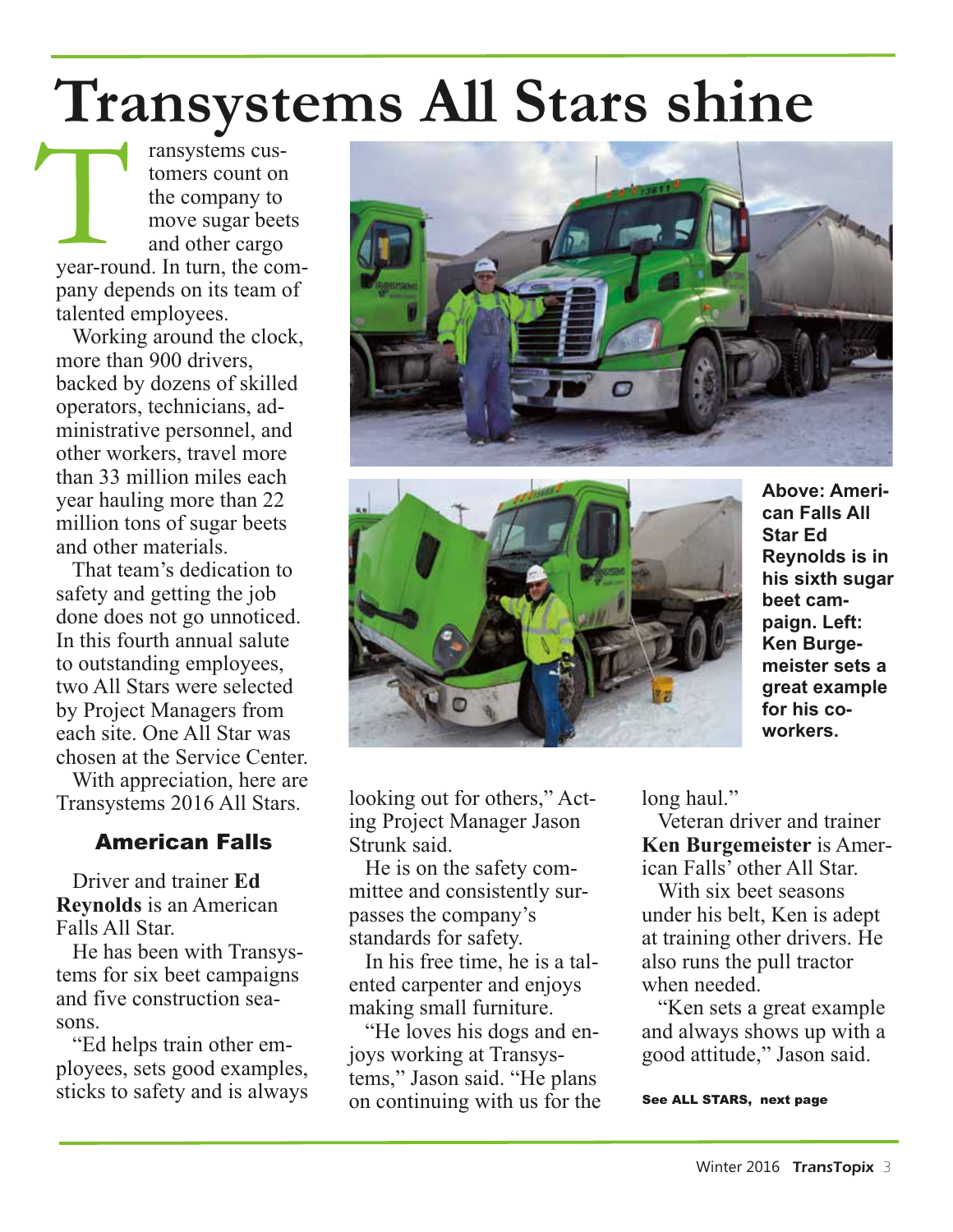# Transystems All Stars shine

Transystems customers count on the company to move sugar beets and other cargo year-round. In turn, the company depends on its team of talented employees.

Working around the clock, more than 900 drivers, backed by dozens of skilled operators, technicians, administrative personnel, and other workers, travel more than 33 million miles each year hauling more than 22 million tons of sugar beets and other materials.

That team's dedication to safety and getting the job done does not go unnoticed. In this fourth annual salute to outstanding employees, two All Stars were selected by Project Managers from each site. One All Star was chosen at the Service Center.

With appreciation, here are Transystems 2016 All Stars.

**Above: American Falls All Star Ed Reynolds is in his sixth sugar beet campaign. Left: Ken Burgemeister sets a great example for his co-workers.**

### American Falls

Driver and trainer **Ed Reynolds** is an American Falls All Star.

He has been with Transystems for six beet campaigns and five construction seasons.

"Ed helps train other employees, sets good examples, sticks to safety and is always looking out for others," Acting Project Manager Jason Strunk said.

He is on the safety committee and consistently surpasses the company's standards for safety.

In his free time, he is a talented carpenter and enjoys making small furniture.

"He loves his dogs and enjoys working at Transystems," Jason said. "He plans on continuing with us for the long haul."

Veteran driver and trainer **Ken Burgemeister** is American Falls' other All Star.

With six beet seasons under his belt, Ken is adept at training other drivers. He also runs the pull tractor when needed.

"Ken sets a great example and always shows up with a good attitude," Jason said.

**See ALL STARS, next page**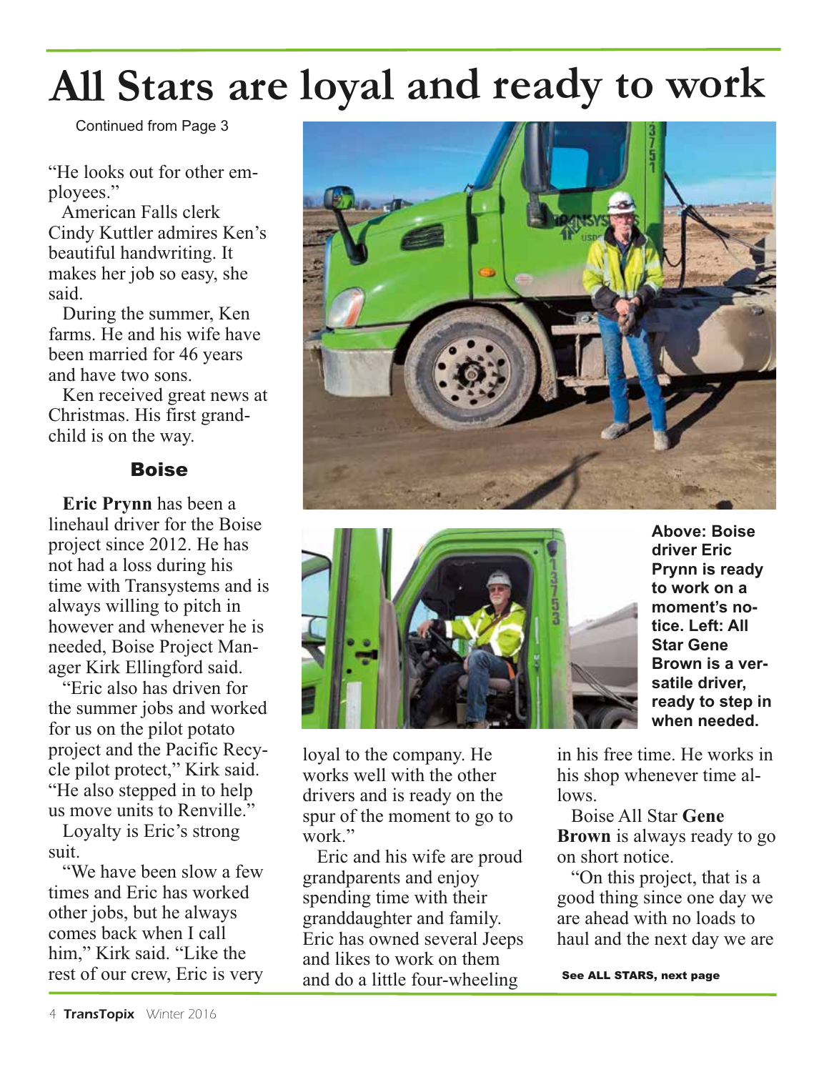# All Stars are loyal and ready to work

Continued from Page 3

"He looks out for other employees."

American Falls clerk Cindy Kuttler admires Ken's beautiful handwriting. It makes her job so easy, she said.

During the summer, Ken farms. He and his wife have been married for 46 years and have two sons.

Ken received great news at Christmas. His first grandchild is on the way.

### Boise

**Eric Prynn** has been a linehaul driver for the Boise project since 2012. He has not had a loss during his time with Transystems and is always willing to pitch in however and whenever he is needed, Boise Project Manager Kirk Ellingford said.

"Eric also has driven for the summer jobs and worked for us on the pilot potato project and the Pacific Recycle pilot protect," Kirk said. "He also stepped in to help us move units to Renville."

Loyalty is Eric's strong suit.

"We have been slow a few times and Eric has worked other jobs, but he always comes back when I call him," Kirk said. "Like the rest of our crew, Eric is very loyal to the company. He works well with the other drivers and is ready on the spur of the moment to go to work."

Eric and his wife are proud grandparents and enjoy spending time with their granddaughter and family. Eric has owned several Jeeps and likes to work on them and do a little four-wheeling in his free time. He works in his shop whenever time allows.

Boise All Star **Gene Brown** is always ready to go on short notice.

"On this project, that is a good thing since one day we are ahead with no loads to haul and the next day we are

**Above: Boise driver Eric Prynn is ready to work on a moment's notice. Left: All Star Gene Brown is a versatile driver, ready to step in when needed.**

**See ALL STARS, next page**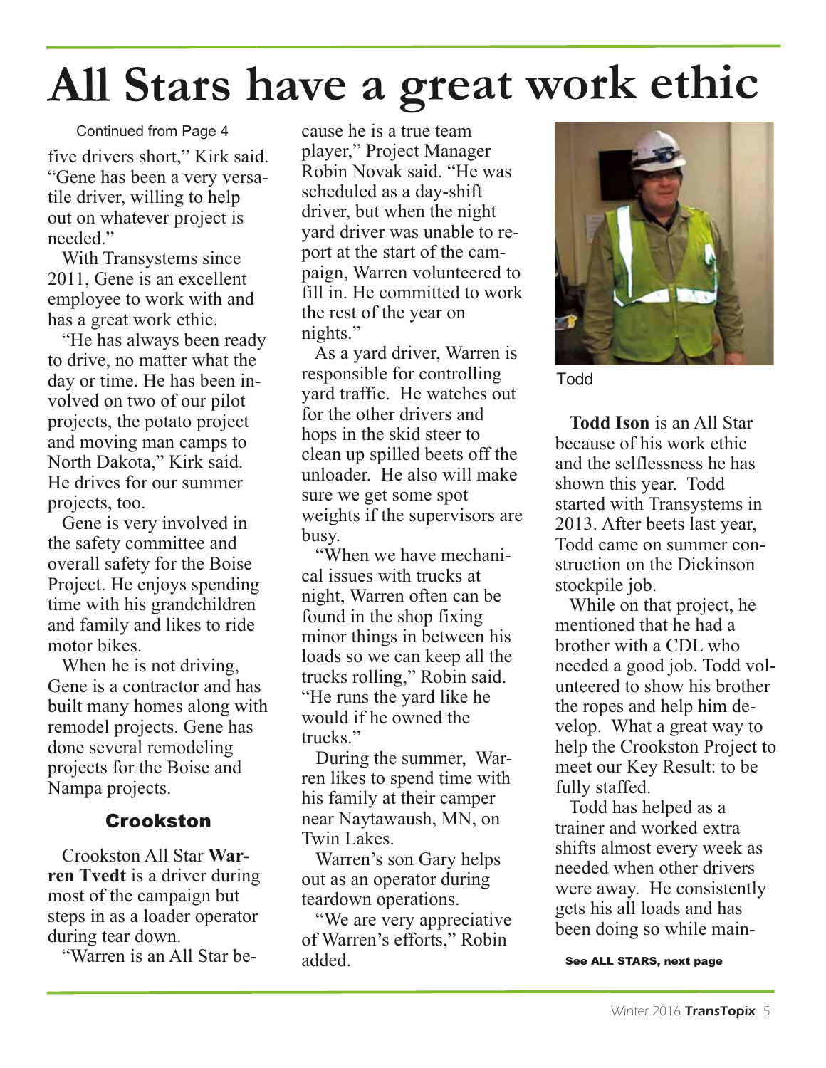# All Stars have a great work ethic

Continued from Page 4

five drivers short," Kirk said. "Gene has been a very versatile driver, willing to help out on whatever project is needed."

With Transystems since 2011, Gene is an excellent employee to work with and has a great work ethic.

"He has always been ready to drive, no matter what the day or time. He has been involved on two of our pilot projects, the potato project and moving man camps to North Dakota," Kirk said. He drives for our summer projects, too.

Gene is very involved in the safety committee and overall safety for the Boise Project. He enjoys spending time with his grandchildren and family and likes to ride motor bikes.

When he is not driving, Gene is a contractor and has built many homes along with remodel projects. Gene has done several remodeling projects for the Boise and Nampa projects.

### Crookston

Crookston All Star **Warren Tvedt** is a driver during most of the campaign but steps in as a loader operator during tear down.

"Warren is an All Star because he is a true team player," Project Manager Robin Novak said. "He was scheduled as a day-shift driver, but when the night yard driver was unable to report at the start of the campaign, Warren volunteered to fill in. He committed to work the rest of the year on nights."

As a yard driver, Warren is responsible for controlling yard traffic. He watches out for the other drivers and hops in the skid steer to clean up spilled beets off the unloader. He also will make sure we get some spot weights if the supervisors are busy.

"When we have mechanical issues with trucks at night, Warren often can be found in the shop fixing minor things in between his loads so we can keep all the trucks rolling," Robin said. "He runs the yard like he would if he owned the trucks."

During the summer, Warren likes to spend time with his family at their camper near Naytawaush, MN, on Twin Lakes.

Warren's son Gary helps out as an operator during teardown operations.

"We are very appreciative of Warren's efforts," Robin added.

Todd

**Todd Ison** is an All Star because of his work ethic and the selflessness he has shown this year. Todd started with Transystems in 2013. After beets last year, Todd came on summer construction on the Dickinson stockpile job.

While on that project, he mentioned that he had a brother with a CDL who needed a good job. Todd volunteered to show his brother the ropes and help him develop. What a great way to help the Crookston Project to meet our Key Result: to be fully staffed.

Todd has helped as a trainer and worked extra shifts almost every week as needed when other drivers were away. He consistently gets his all loads and has been doing so while main-

**See ALL STARS, next page**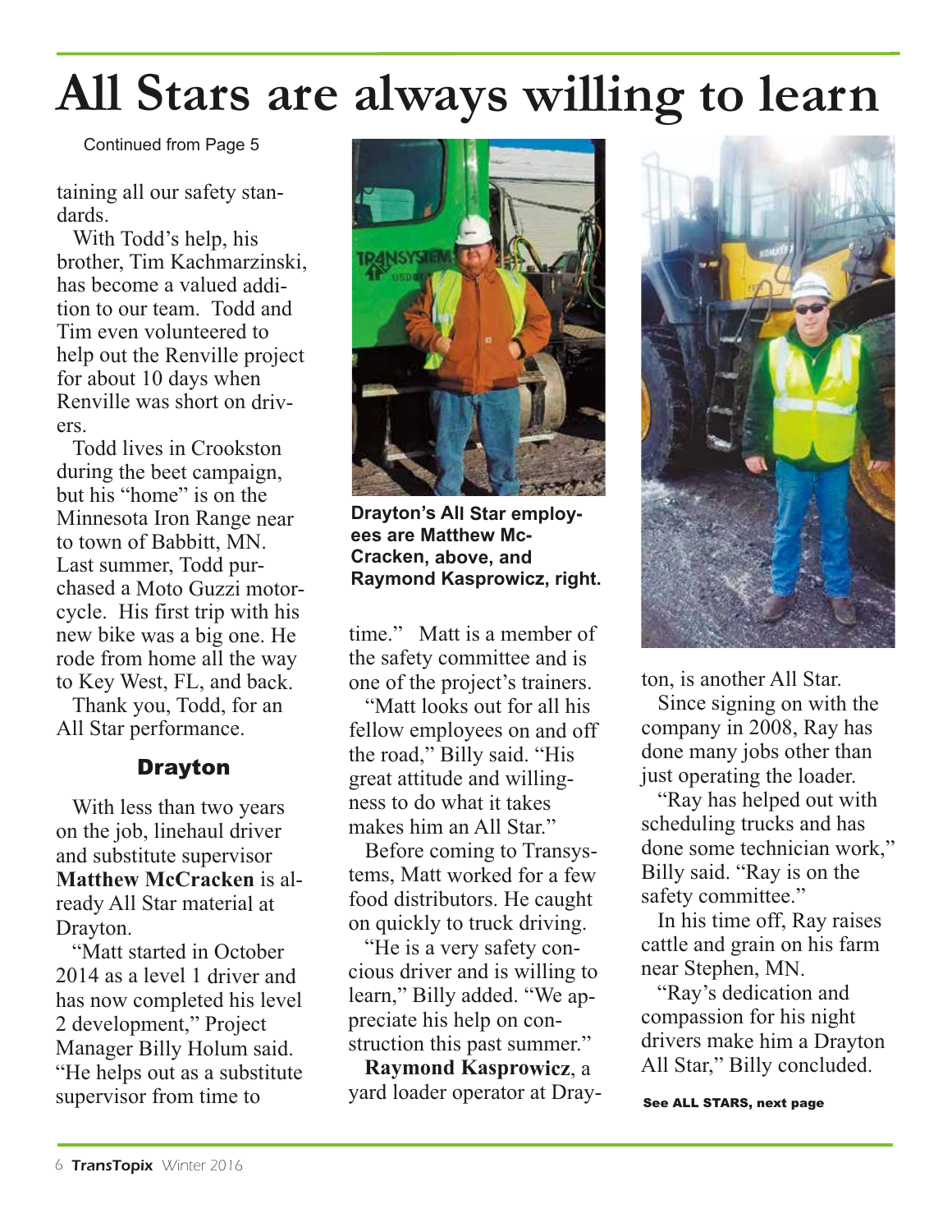# All Stars are always willing to learn

Continued from Page 5

taining all our safety standards.

With Todd's help, his brother, Tim Kachmarzinski, has become a valued addition to our team. Todd and Tim even volunteered to help out the Renville project for about 10 days when Renville was short on drivers.

Todd lives in Crookston during the beet campaign, but his "home" is on the Minnesota Iron Range near to town of Babbitt, MN. Last summer, Todd purchased a Moto Guzzi motorcycle. His first trip with his new bike was a big one. He rode from home all the way to Key West, FL, and back.

Thank you, Todd, for an All Star performance.

### Drayton

With less than two years on the job, linehaul driver and substitute supervisor **Matthew McCracken** is already All Star material at Drayton.

"Matt started in October 2014 as a level 1 driver and has now completed his level 2 development," Project Manager Billy Holum said. "He helps out as a substitute supervisor from time to time." Matt is a member of the safety committee and is one of the project's trainers.

"Matt looks out for all his fellow employees on and off the road," Billy said. "His great attitude and willingness to do what it takes makes him an All Star."

Before coming to Transystems, Matt worked for a few food distributors. He caught on quickly to truck driving.

"He is a very safety concious driver and is willing to learn," Billy added. "We appreciate his help on construction this past summer."

**Drayton's All Star employees are Matthew McCracken, above, and Raymond Kasprowicz, right.**

**Raymond Kasprowicz**, a yard loader operator at Drayton, is another All Star.

Since signing on with the company in 2008, Ray has done many jobs other than just operating the loader.

"Ray has helped out with scheduling trucks and has done some technician work," Billy said. "Ray is on the safety committee."

In his time off, Ray raises cattle and grain on his farm near Stephen, MN.

"Ray's dedication and compassion for his night drivers make him a Drayton All Star," Billy concluded.

**See ALL STARS, next page**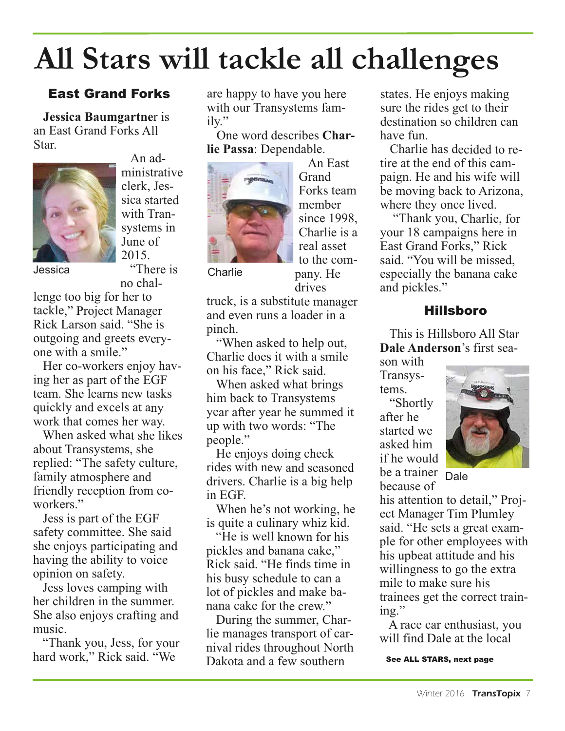# All Stars will tackle all challenges

## East Grand Forks

**Jessica Baumgartne**r is an East Grand Forks All Star.

Jessica

An administrative clerk, Jessica started with Transystems in June of 2015.

"There is no challenge too big for her to tackle," Project Manager Rick Larson said. "She is outgoing and greets everyone with a smile."

Her co-workers enjoy having her as part of the EGF team. She learns new tasks quickly and excels at any work that comes her way.

When asked what she likes about Transystems, she replied: "The safety culture, family atmosphere and friendly reception from co-workers."

Jess is part of the EGF safety committee. She said she enjoys participating and having the ability to voice opinion on safety.

Jess loves camping with her children in the summer. She also enjoys crafting and music.

"Thank you, Jess, for your hard work," Rick said. "We are happy to have you here with our Transystems family."

One word describes **Charlie Passa**: Dependable.

Charlie

An East Grand Forks team member since 1998, Charlie is a real asset to the company. He drives truck, is a substitute manager and even runs a loader in a pinch.

"When asked to help out, Charlie does it with a smile on his face," Rick said.

When asked what brings him back to Transystems year after year he summed it up with two words: "The people."

He enjoys doing check rides with new and seasoned drivers. Charlie is a big help in EGF.

When he's not working, he is quite a culinary whiz kid.

"He is well known for his pickles and banana cake," Rick said. "He finds time in his busy schedule to can a lot of pickles and make banana cake for the crew."

During the summer, Charlie manages transport of carnival rides throughout North Dakota and a few southern states. He enjoys making sure the rides get to their destination so children can have fun.

Charlie has decided to retire at the end of this campaign. He and his wife will be moving back to Arizona, where they once lived.

"Thank you, Charlie, for your 18 campaigns here in East Grand Forks," Rick said. "You will be missed, especially the banana cake and pickles."

## Hillsboro

This is Hillsboro All Star **Dale Anderson**'s first season with Transystems.

Dale

"Shortly after he started we asked him if he would be a trainer because of his attention to detail," Project Manager Tim Plumley said. "He sets a great example for other employees with his upbeat attitude and his willingness to go the extra mile to make sure his trainees get the correct training."

A race car enthusiast, you will find Dale at the local

**See ALL STARS, next page**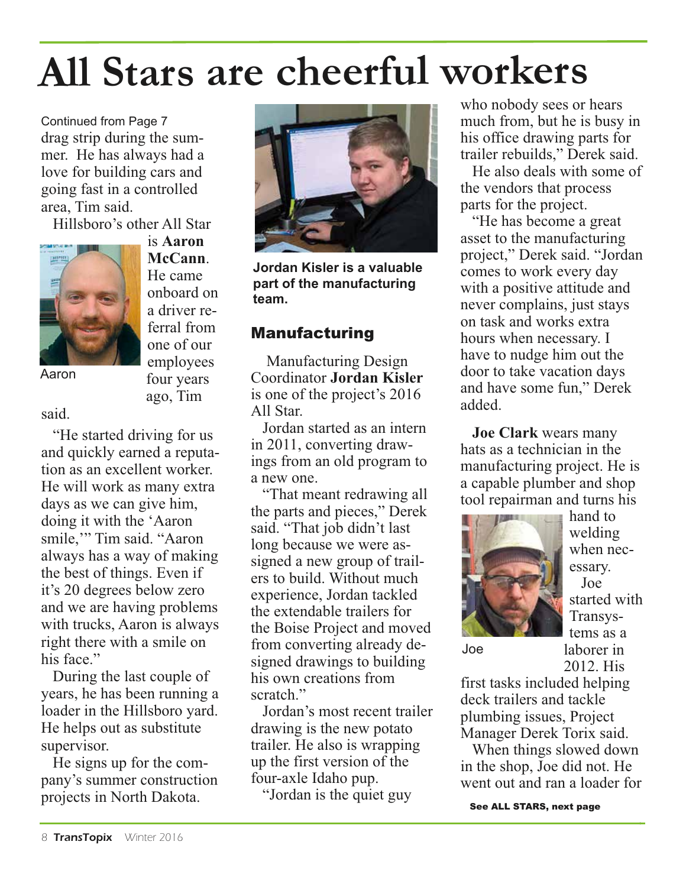# All Stars are cheerful workers

Continued from Page 7

drag strip during the summer. He has always had a love for building cars and going fast in a controlled area, Tim said.

Hillsboro's other All Star is **Aaron McCann**. He came onboard on a driver referral from one of our employees four years ago, Tim said.

Aaron

"He started driving for us and quickly earned a reputation as an excellent worker. He will work as many extra days as we can give him, doing it with the 'Aaron smile,'" Tim said. "Aaron always has a way of making the best of things. Even if it's 20 degrees below zero and we are having problems with trucks, Aaron is always right there with a smile on his face."

During the last couple of years, he has been running a loader in the Hillsboro yard. He helps out as substitute supervisor.

He signs up for the company's summer construction projects in North Dakota.

**Jordan Kisler is a valuable part of the manufacturing team.**

## Manufacturing

Manufacturing Design Coordinator **Jordan Kisler** is one of the project's 2016 All Star.

Jordan started as an intern in 2011, converting drawings from an old program to a new one.

"That meant redrawing all the parts and pieces," Derek said. "That job didn't last long because we were assigned a new group of trailers to build. Without much experience, Jordan tackled the extendable trailers for the Boise Project and moved from converting already designed drawings to building his own creations from scratch."

Jordan's most recent trailer drawing is the new potato trailer. He also is wrapping up the first version of the four-axle Idaho pup.

"Jordan is the quiet guy who nobody sees or hears much from, but he is busy in his office drawing parts for trailer rebuilds," Derek said.

He also deals with some of the vendors that process parts for the project.

"He has become a great asset to the manufacturing project," Derek said. "Jordan comes to work every day with a positive attitude and never complains, just stays on task and works extra hours when necessary. I have to nudge him out the door to take vacation days and have some fun," Derek added.

**Joe Clark** wears many hats as a technician in the manufacturing project. He is a capable plumber and shop tool repairman and turns his hand to welding when necessary.

Joe

Joe started with Transystems as a laborer in 2012. His first tasks included helping deck trailers and tackle plumbing issues, Project Manager Derek Torix said.

When things slowed down in the shop, Joe did not. He went out and ran a loader for

**See ALL STARS, next page**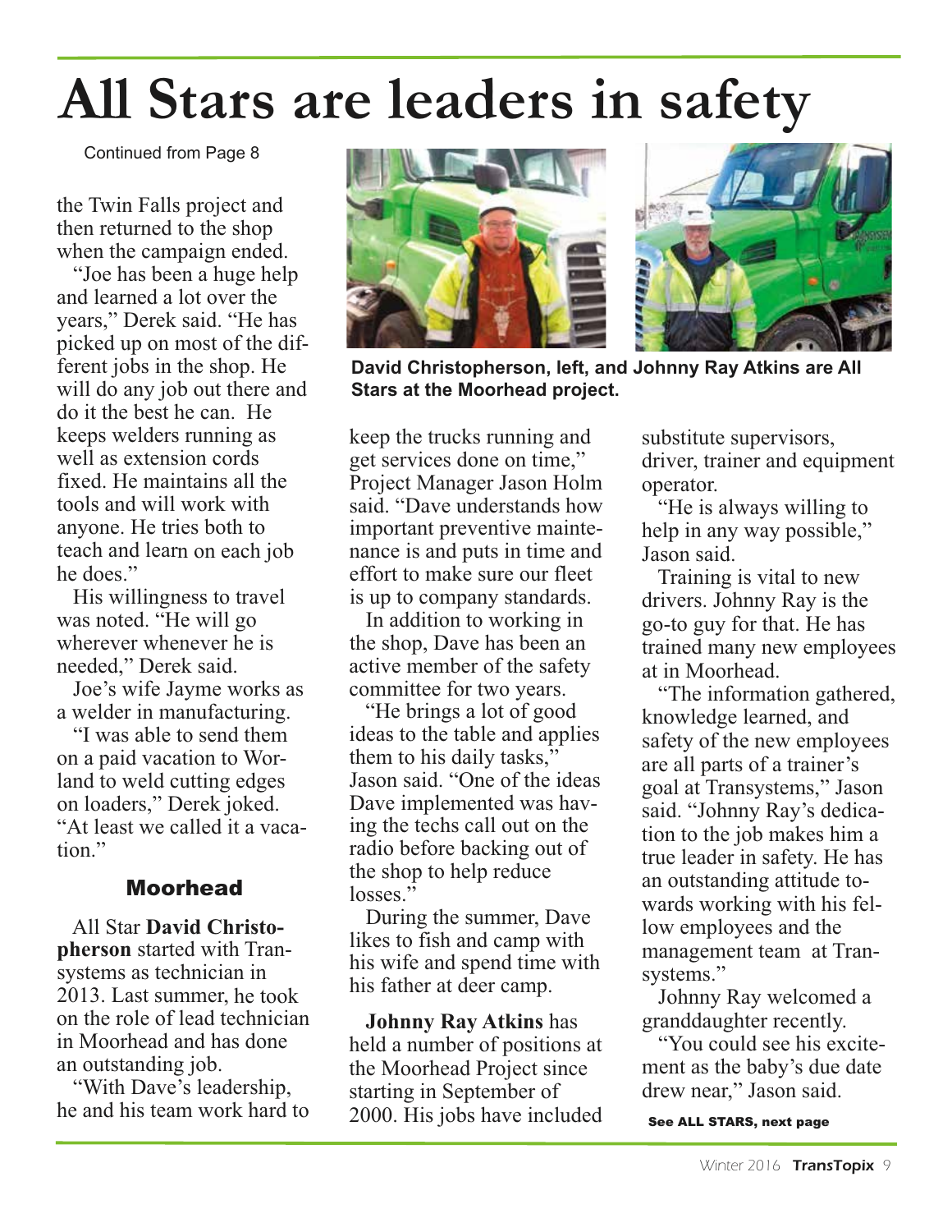# All Stars are leaders in safety

Continued from Page 8

the Twin Falls project and then returned to the shop when the campaign ended.

"Joe has been a huge help and learned a lot over the years," Derek said. "He has picked up on most of the different jobs in the shop. He will do any job out there and do it the best he can. He keeps welders running as well as extension cords fixed. He maintains all the tools and will work with anyone. He tries both to teach and learn on each job he does."

His willingness to travel was noted. "He will go wherever whenever he is needed," Derek said.

Joe's wife Jayme works as a welder in manufacturing.

"I was able to send them on a paid vacation to Worland to weld cutting edges on loaders," Derek joked. "At least we called it a vacation."

## Moorhead

All Star **David Christopherson** started with Transystems as technician in 2013. Last summer, he took on the role of lead technician in Moorhead and has done an outstanding job.

"With Dave's leadership, he and his team work hard to keep the trucks running and get services done on time," Project Manager Jason Holm said. "Dave understands how important preventive maintenance is and puts in time and effort to make sure our fleet is up to company standards.

In addition to working in the shop, Dave has been an active member of the safety committee for two years.

"He brings a lot of good ideas to the table and applies them to his daily tasks," Jason said. "One of the ideas Dave implemented was having the techs call out on the radio before backing out of the shop to help reduce losses."

During the summer, Dave likes to fish and camp with his wife and spend time with his father at deer camp.

**David Christopherson, left, and Johnny Ray Atkins are All Stars at the Moorhead project.**

**Johnny Ray Atkins** has held a number of positions at the Moorhead Project since starting in September of 2000. His jobs have included substitute supervisors, driver, trainer and equipment operator.

"He is always willing to help in any way possible," Jason said.

Training is vital to new drivers. Johnny Ray is the go-to guy for that. He has trained many new employees at in Moorhead.

"The information gathered, knowledge learned, and safety of the new employees are all parts of a trainer's goal at Transystems," Jason said. "Johnny Ray's dedication to the job makes him a true leader in safety. He has an outstanding attitude towards working with his fellow employees and the management team at Transystems."

Johnny Ray welcomed a granddaughter recently.

"You could see his excitement as the baby's due date drew near," Jason said.

**See ALL STARS, next page**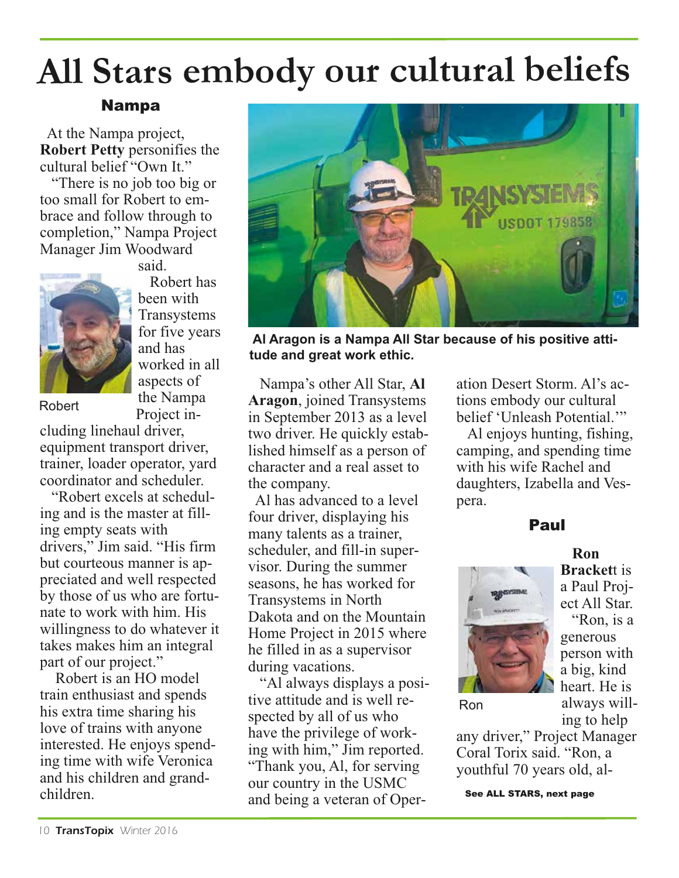# All Stars embody our cultural beliefs

## Nampa

At the Nampa project, **Robert Petty** personifies the cultural belief "Own It."

"There is no job too big or too small for Robert to embrace and follow through to completion," Nampa Project Manager Jim Woodward said.

Robert

Robert has been with Transystems for five years and has worked in all aspects of the Nampa Project including linehaul driver, equipment transport driver, trainer, loader operator, yard coordinator and scheduler.

"Robert excels at scheduling and is the master at filling empty seats with drivers," Jim said. "His firm but courteous manner is appreciated and well respected by those of us who are fortunate to work with him. His willingness to do whatever it takes makes him an integral part of our project."

Robert is an HO model train enthusiast and spends his extra time sharing his love of trains with anyone interested. He enjoys spending time with wife Veronica and his children and grandchildren.

**Al Aragon is a Nampa All Star because of his positive attitude and great work ethic.**

Nampa's other All Star, **Al Aragon**, joined Transystems in September 2013 as a level two driver. He quickly established himself as a person of character and a real asset to the company.

Al has advanced to a level four driver, displaying his many talents as a trainer, scheduler, and fill-in supervisor. During the summer seasons, he has worked for Transystems in North Dakota and on the Mountain Home Project in 2015 where he filled in as a supervisor during vacations.

"Al always displays a positive attitude and is well respected by all of us who have the privilege of working with him," Jim reported. "Thank you, Al, for serving our country in the USMC and being a veteran of Operation Desert Storm. Al's actions embody our cultural belief 'Unleash Potential.'"

Al enjoys hunting, fishing, camping, and spending time with his wife Rachel and daughters, Izabella and Vespera.

## Paul

Ron

**Ron Brackett** is a Paul Project All Star.

"Ron, is a generous person with a big, kind heart. He is always willing to help any driver," Project Manager Coral Torix said. "Ron, a youthful 70 years old, al-

**See ALL STARS, next page**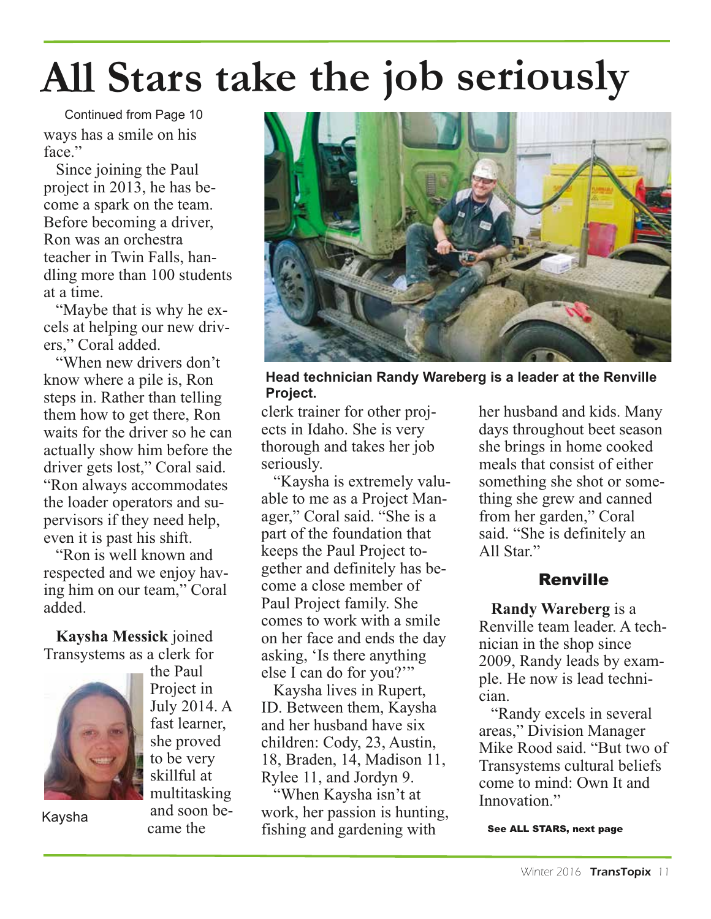# All Stars take the job seriously

Continued from Page 10

ways has a smile on his face."

Since joining the Paul project in 2013, he has become a spark on the team. Before becoming a driver, Ron was an orchestra teacher in Twin Falls, handling more than 100 students at a time.

"Maybe that is why he excels at helping our new drivers," Coral added.

"When new drivers don't know where a pile is, Ron steps in. Rather than telling them how to get there, Ron waits for the driver so he can actually show him before the driver gets lost," Coral said. "Ron always accommodates the loader operators and supervisors if they need help, even it is past his shift.

"Ron is well known and respected and we enjoy having him on our team," Coral added.

**Kaysha Messick** joined Transystems as a clerk for the Paul Project in July 2014. A fast learner, she proved to be very skillful at multitasking and soon became the clerk trainer for other projects in Idaho. She is very thorough and takes her job seriously.

Kaysha

"Kaysha is extremely valuable to me as a Project Manager," Coral said. "She is a part of the foundation that keeps the Paul Project together and definitely has become a close member of Paul Project family. She comes to work with a smile on her face and ends the day asking, 'Is there anything else I can do for you?'"

Kaysha lives in Rupert, ID. Between them, Kaysha and her husband have six children: Cody, 23, Austin, 18, Braden, 14, Madison 11, Rylee 11, and Jordyn 9.

"When Kaysha isn't at work, her passion is hunting, fishing and gardening with her husband and kids. Many days throughout beet season she brings in home cooked meals that consist of either something she shot or something she grew and canned from her garden," Coral said. "She is definitely an All Star."

**Head technician Randy Wareberg is a leader at the Renville Project.**

## Renville

**Randy Wareberg** is a Renville team leader. A technician in the shop since 2009, Randy leads by example. He now is lead technician.

"Randy excels in several areas," Division Manager Mike Rood said. "But two of Transystems cultural beliefs come to mind: Own It and Innovation."

**See ALL STARS, next page**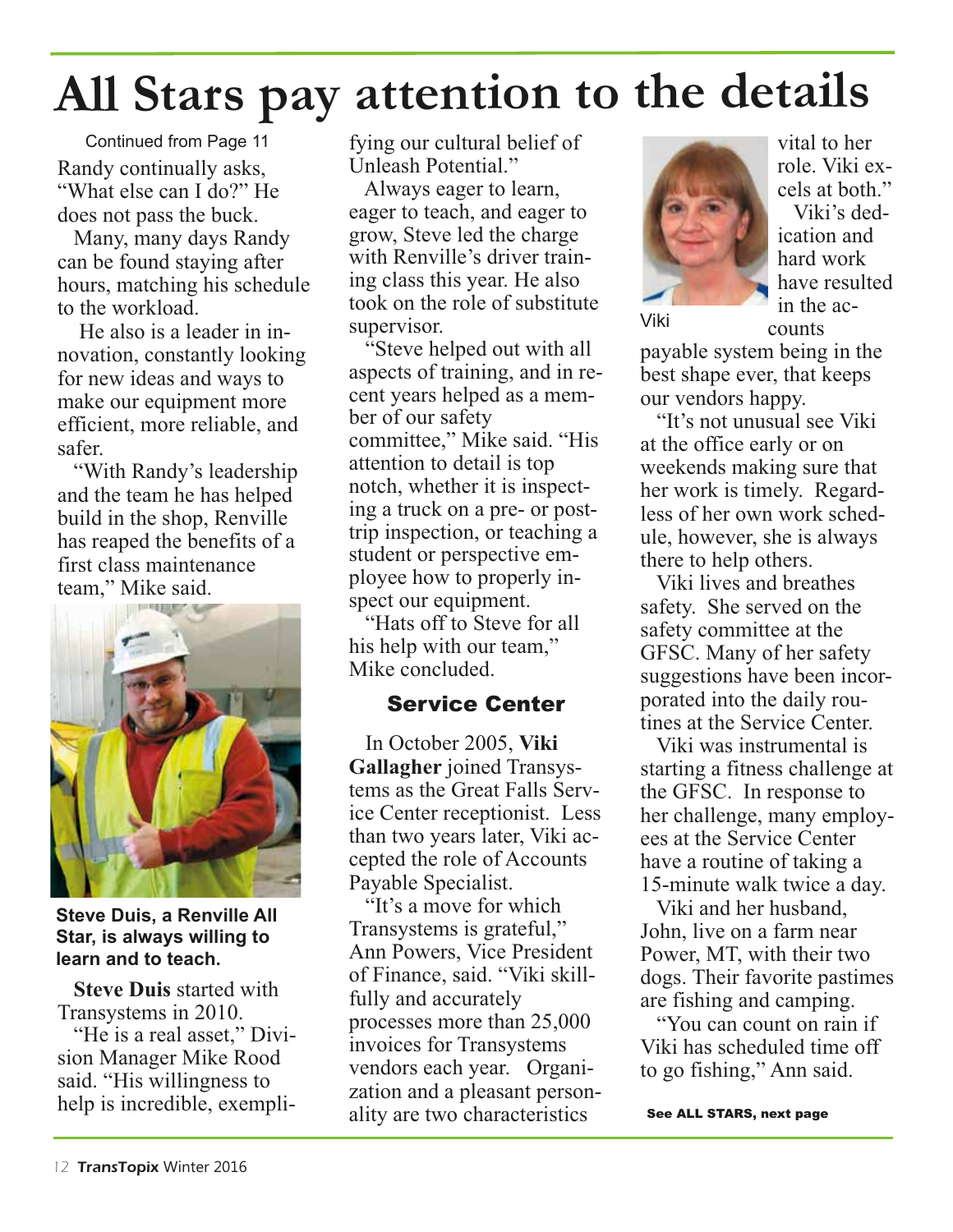# All Stars pay attention to the details

Continued from Page 11

Randy continually asks, "What else can I do?" He does not pass the buck.

Many, many days Randy can be found staying after hours, matching his schedule to the workload.

He also is a leader in innovation, constantly looking for new ideas and ways to make our equipment more efficient, more reliable, and safer.

"With Randy's leadership and the team he has helped build in the shop, Renville has reaped the benefits of a first class maintenance team," Mike said.

**Steve Duis, a Renville All Star, is always willing to learn and to teach.**

**Steve Duis** started with Transystems in 2010.

"He is a real asset," Division Manager Mike Rood said. "His willingness to help is incredible, exemplifying our cultural belief of Unleash Potential."

Always eager to learn, eager to teach, and eager to grow, Steve led the charge with Renville's driver training class this year. He also took on the role of substitute supervisor.

"Steve helped out with all aspects of training, and in recent years helped as a member of our safety committee," Mike said. "His attention to detail is top notch, whether it is inspecting a truck on a pre- or post-trip inspection, or teaching a student or perspective employee how to properly inspect our equipment.

"Hats off to Steve for all his help with our team," Mike concluded.

### Service Center

In October 2005, **Viki Gallagher** joined Transystems as the Great Falls Service Center receptionist. Less than two years later, Viki accepted the role of Accounts Payable Specialist.

"It's a move for which Transystems is grateful," Ann Powers, Vice President of Finance, said. "Viki skillfully and accurately processes more than 25,000 invoices for Transystems vendors each year. Organization and a pleasant personality are two characteristics vital to her role. Viki excels at both."

Viki

Viki's dedication and hard work have resulted in the accounts payable system being in the best shape ever, that keeps our vendors happy.

"It's not unusual see Viki at the office early or on weekends making sure that her work is timely. Regardless of her own work schedule, however, she is always there to help others.

Viki lives and breathes safety. She served on the safety committee at the GFSC. Many of her safety suggestions have been incorporated into the daily routines at the Service Center.

Viki was instrumental is starting a fitness challenge at the GFSC. In response to her challenge, many employees at the Service Center have a routine of taking a 15-minute walk twice a day.

Viki and her husband, John, live on a farm near Power, MT, with their two dogs. Their favorite pastimes are fishing and camping.

"You can count on rain if Viki has scheduled time off to go fishing," Ann said.

**See ALL STARS, next page**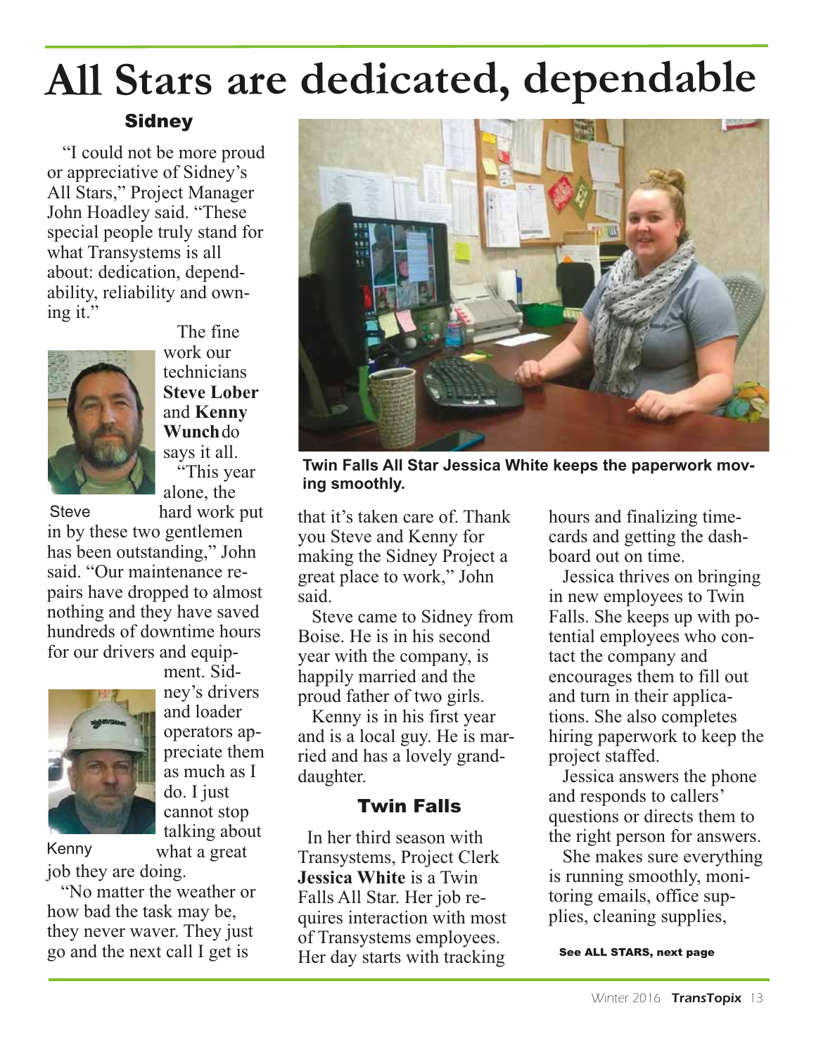# All Stars are dedicated, dependable

## Sidney

"I could not be more proud or appreciative of Sidney's All Stars," Project Manager John Hoadley said. "These special people truly stand for what Transystems is all about: dedication, dependability, reliability and owning it."

Steve

The fine work our technicians **Steve Lober** and **Kenny Wunch** do says it all.

"This year alone, the hard work put in by these two gentlemen has been outstanding," John said. "Our maintenance repairs have dropped to almost nothing and they have saved hundreds of downtime hours for our drivers and equipment. Sidney's drivers and loader operators appreciate them as much as I do. I just cannot stop talking about what a great job they are doing.

Kenny

"No matter the weather or how bad the task may be, they never waver. They just go and the next call I get is that it's taken care of. Thank you Steve and Kenny for making the Sidney Project a great place to work," John said.

Steve came to Sidney from Boise. He is in his second year with the company, is happily married and the proud father of two girls.

Kenny is in his first year and is a local guy. He is married and has a lovely granddaughter.

**Twin Falls All Star Jessica White keeps the paperwork moving smoothly.**

## Twin Falls

In her third season with Transystems, Project Clerk **Jessica White** is a Twin Falls All Star. Her job requires interaction with most of Transystems employees. Her day starts with tracking hours and finalizing timecards and getting the dashboard out on time.

Jessica thrives on bringing in new employees to Twin Falls. She keeps up with potential employees who contact the company and encourages them to fill out and turn in their applications. She also completes hiring paperwork to keep the project staffed.

Jessica answers the phone and responds to callers' questions or directs them to the right person for answers.

She makes sure everything is running smoothly, monitoring emails, office supplies, cleaning supplies,

**See ALL STARS, next page**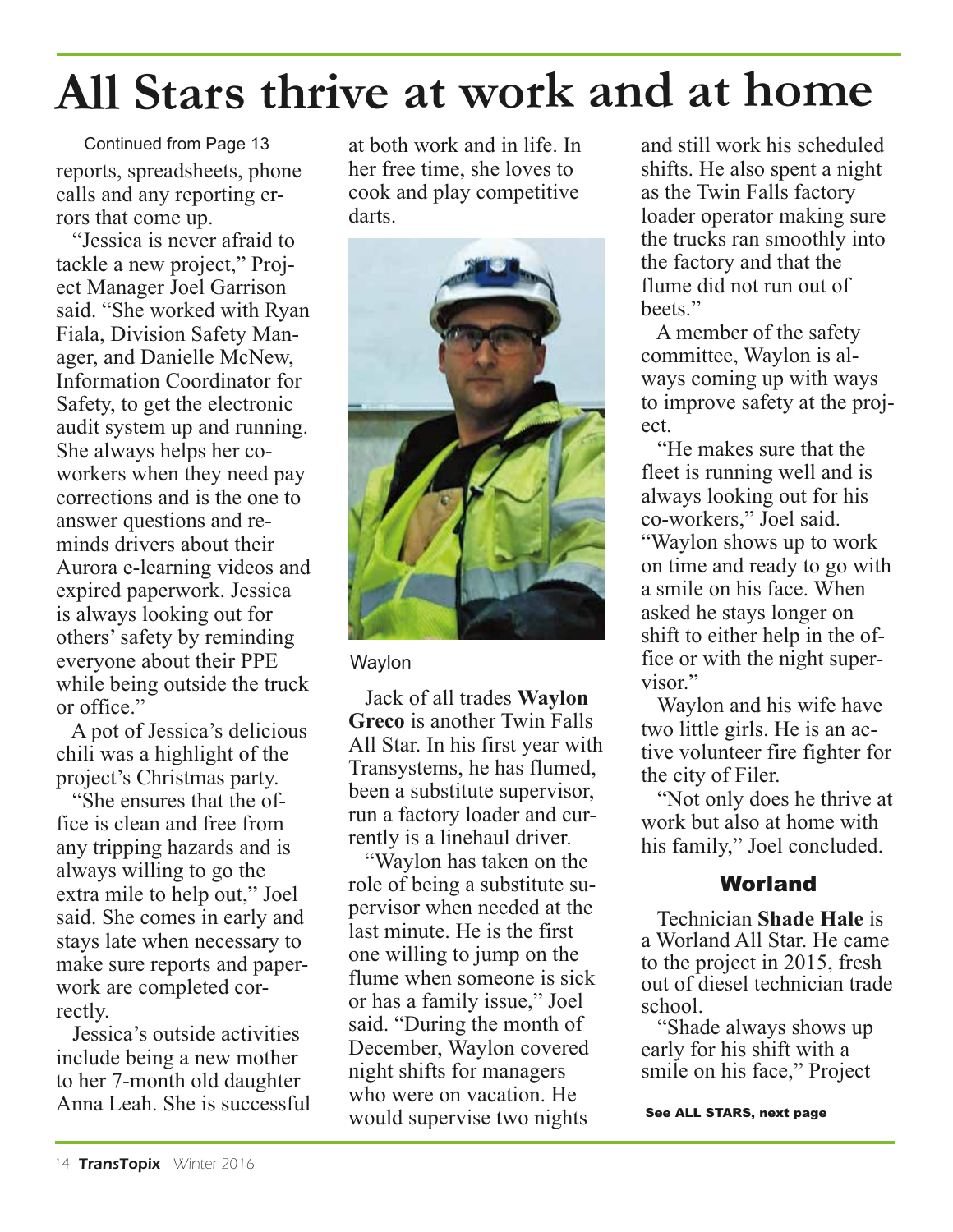# All Stars thrive at work and at home

Continued from Page 13

reports, spreadsheets, phone calls and any reporting errors that come up.

"Jessica is never afraid to tackle a new project," Project Manager Joel Garrison said. "She worked with Ryan Fiala, Division Safety Manager, and Danielle McNew, Information Coordinator for Safety, to get the electronic audit system up and running. She always helps her coworkers when they need pay corrections and is the one to answer questions and reminds drivers about their Aurora e-learning videos and expired paperwork. Jessica is always looking out for others' safety by reminding everyone about their PPE while being outside the truck or office."

A pot of Jessica's delicious chili was a highlight of the project's Christmas party.

"She ensures that the office is clean and free from any tripping hazards and is always willing to go the extra mile to help out," Joel said. She comes in early and stays late when necessary to make sure reports and paperwork are completed correctly.

Jessica's outside activities include being a new mother to her 7-month old daughter Anna Leah. She is successful at both work and in life. In her free time, she loves to cook and play competitive darts.

Waylon

Jack of all trades **Waylon Greco** is another Twin Falls All Star. In his first year with Transystems, he has flumed, been a substitute supervisor, run a factory loader and currently is a linehaul driver.

"Waylon has taken on the role of being a substitute supervisor when needed at the last minute. He is the first one willing to jump on the flume when someone is sick or has a family issue," Joel said. "During the month of December, Waylon covered night shifts for managers who were on vacation. He would supervise two nights and still work his scheduled shifts. He also spent a night as the Twin Falls factory loader operator making sure the trucks ran smoothly into the factory and that the flume did not run out of beets."

A member of the safety committee, Waylon is always coming up with ways to improve safety at the project.

"He makes sure that the fleet is running well and is always looking out for his co-workers," Joel said. "Waylon shows up to work on time and ready to go with a smile on his face. When asked he stays longer on shift to either help in the office or with the night supervisor."

Waylon and his wife have two little girls. He is an active volunteer fire fighter for the city of Filer.

"Not only does he thrive at work but also at home with his family," Joel concluded.

### Worland

Technician **Shade Hale** is a Worland All Star. He came to the project in 2015, fresh out of diesel technician trade school.

"Shade always shows up early for his shift with a smile on his face," Project

**See ALL STARS, next page**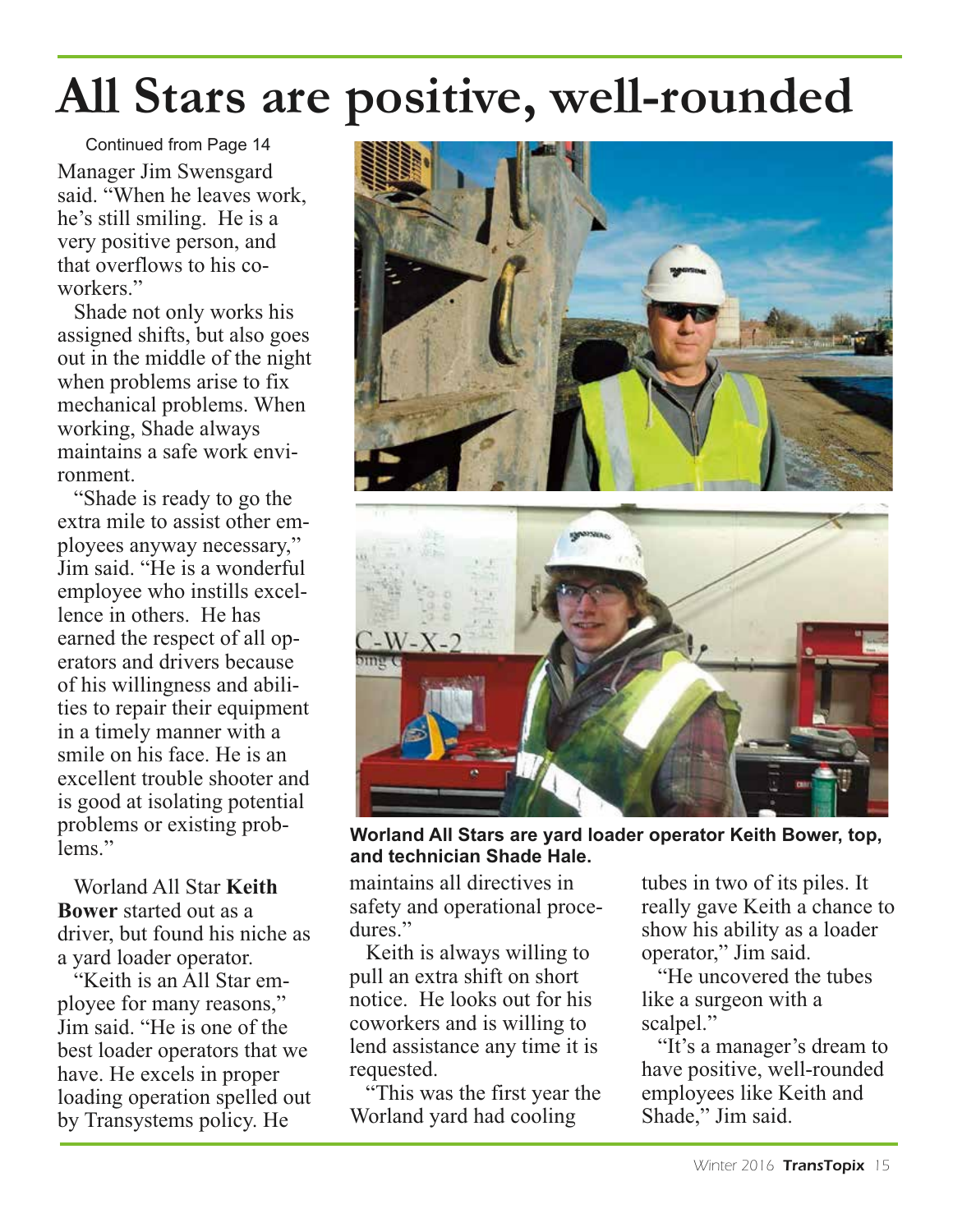# All Stars are positive, well-rounded

Continued from Page 14

Manager Jim Swensgard said. "When he leaves work, he's still smiling. He is a very positive person, and that overflows to his co-workers."

Shade not only works his assigned shifts, but also goes out in the middle of the night when problems arise to fix mechanical problems. When working, Shade always maintains a safe work environment.

"Shade is ready to go the extra mile to assist other employees anyway necessary," Jim said. "He is a wonderful employee who instills excellence in others. He has earned the respect of all operators and drivers because of his willingness and abilities to repair their equipment in a timely manner with a smile on his face. He is an excellent trouble shooter and is good at isolating potential problems or existing problems."

Worland All Star **Keith Bower** started out as a driver, but found his niche as a yard loader operator.

"Keith is an All Star employee for many reasons," Jim said. "He is one of the best loader operators that we have. He excels in proper loading operation spelled out by Transystems policy. He maintains all directives in safety and operational procedures."

Keith is always willing to pull an extra shift on short notice. He looks out for his coworkers and is willing to lend assistance any time it is requested.

"This was the first year the Worland yard had cooling tubes in two of its piles. It really gave Keith a chance to show his ability as a loader operator," Jim said.

"He uncovered the tubes like a surgeon with a scalpel."

"It's a manager's dream to have positive, well-rounded employees like Keith and Shade," Jim said.

**Worland All Stars are yard loader operator Keith Bower, top, and technician Shade Hale.**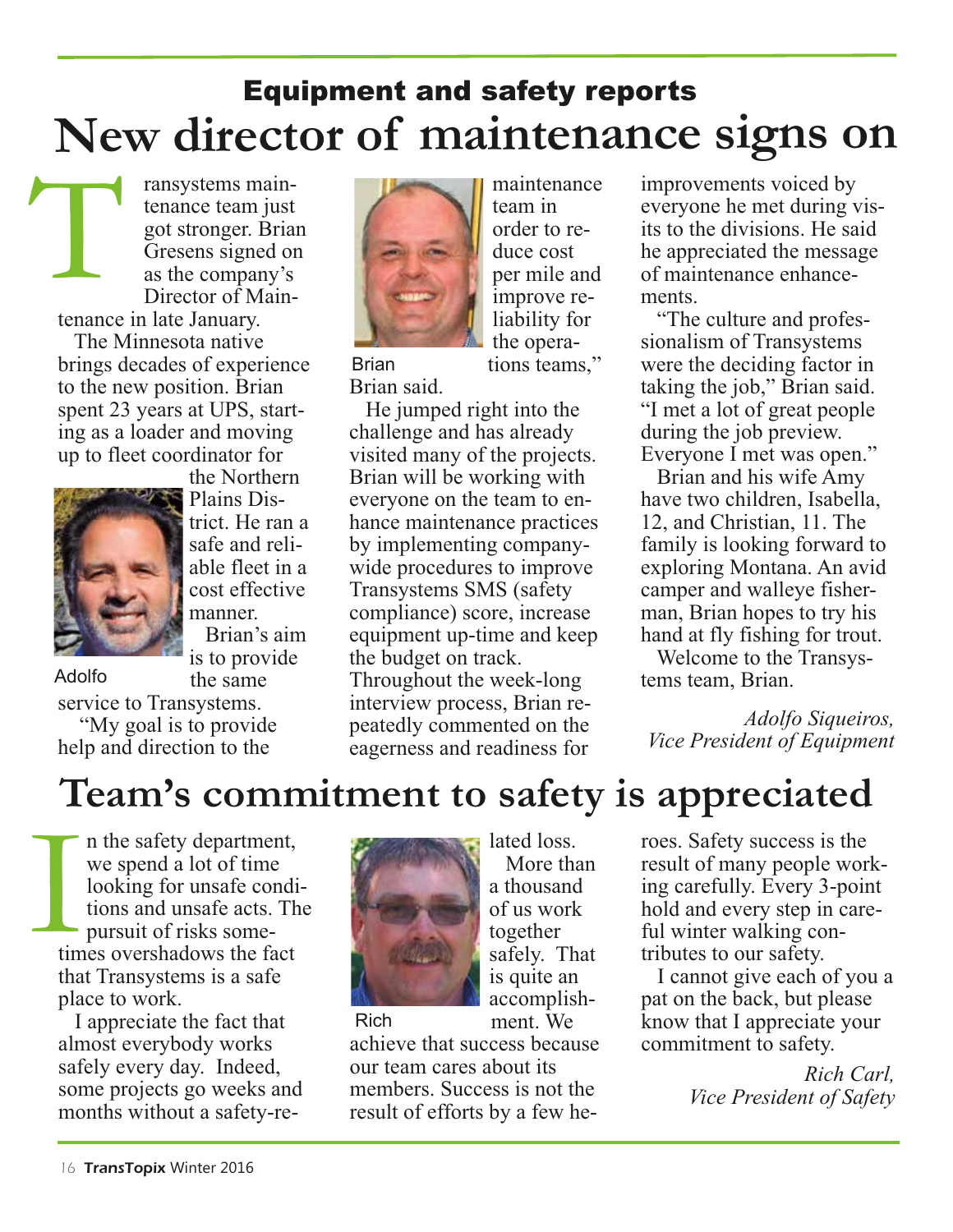## Equipment and safety reports

# New director of maintenance signs on

Transystems maintenance team just got stronger. Brian Gresens signed on as the company's Director of Maintenance in late January.

The Minnesota native brings decades of experience to the new position. Brian spent 23 years at UPS, starting as a loader and moving up to fleet coordinator for the Northern Plains District. He ran a safe and reliable fleet in a cost effective manner.

Adolfo

Brian's aim is to provide the same service to Transystems.

"My goal is to provide help and direction to the maintenance team in order to reduce cost per mile and improve reliability for the operations teams," Brian said.

Brian

He jumped right into the challenge and has already visited many of the projects. Brian will be working with everyone on the team to enhance maintenance practices by implementing companywide procedures to improve Transystems SMS (safety compliance) score, increase equipment up-time and keep the budget on track.

Throughout the week-long interview process, Brian repeatedly commented on the eagerness and readiness for improvements voiced by everyone he met during visits to the divisions. He said he appreciated the message of maintenance enhancements.

"The culture and professionalism of Transystems were the deciding factor in taking the job," Brian said. "I met a lot of great people during the job preview. Everyone I met was open."

Brian and his wife Amy have two children, Isabella, 12, and Christian, 11. The family is looking forward to exploring Montana. An avid camper and walleye fisherman, Brian hopes to try his hand at fly fishing for trout.

Welcome to the Transystems team, Brian.

*Adolfo Siqueiros,*
*Vice President of Equipment*

# Team's commitment to safety is appreciated

In the safety department, we spend a lot of time looking for unsafe conditions and unsafe acts. The pursuit of risks sometimes overshadows the fact that Transystems is a safe place to work.

I appreciate the fact that almost everybody works safely every day. Indeed, some projects go weeks and months without a safety-related loss.

Rich

More than a thousand of us work together safely. That is quite an accomplishment. We achieve that success because our team cares about its members. Success is not the result of efforts by a few heroes. Safety success is the result of many people working carefully. Every 3-point hold and every step in careful winter walking contributes to our safety.

I cannot give each of you a pat on the back, but please know that I appreciate your commitment to safety.

*Rich Carl,*
*Vice President of Safety*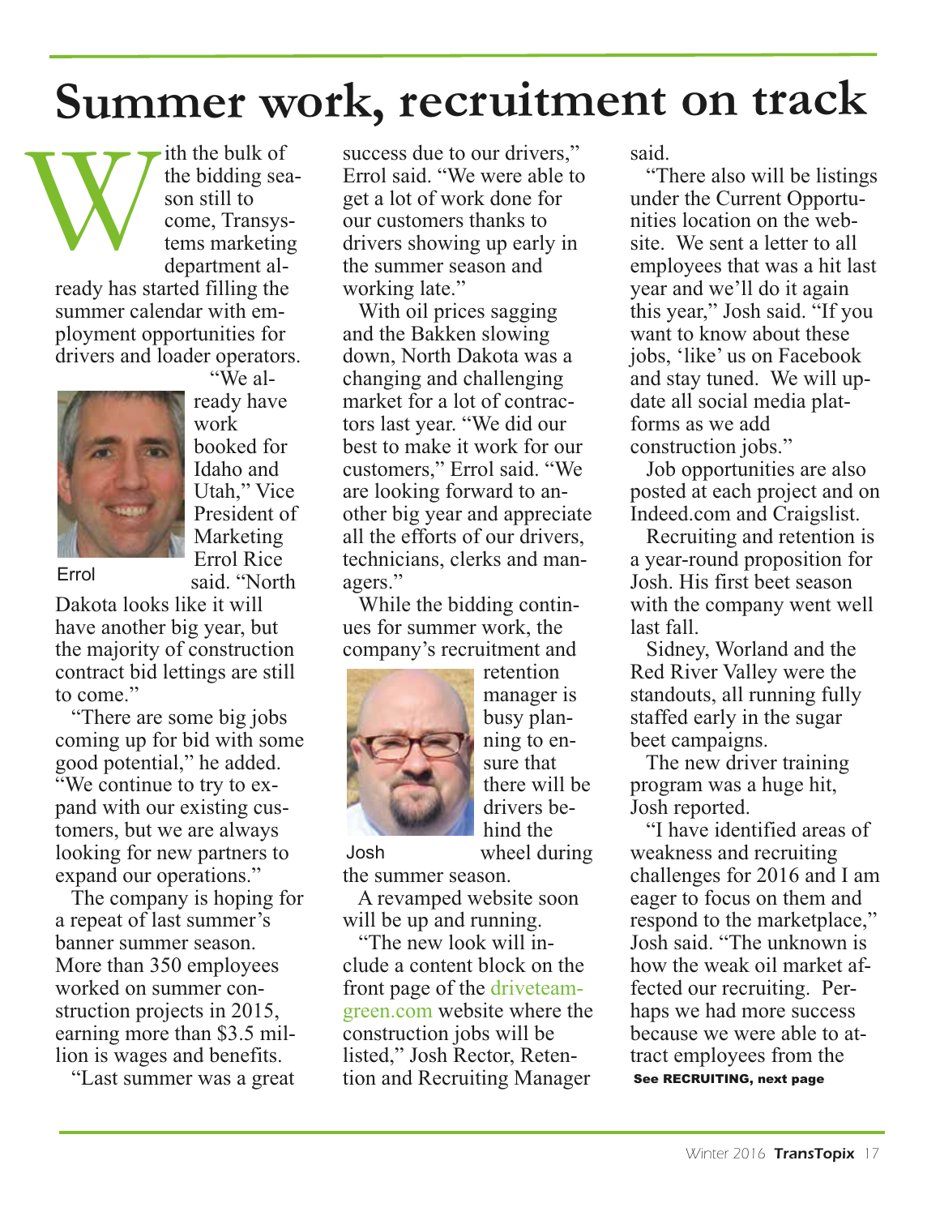# Summer work, recruitment on track

With the bulk of the bidding season still to come, Transystems marketing department already has started filling the summer calendar with employment opportunities for drivers and loader operators.

"We already have work booked for Idaho and Utah," Vice President of Marketing Errol Rice said. "North Dakota looks like it will have another big year, but the majority of construction contract bid lettings are still to come."

Errol

"There are some big jobs coming up for bid with some good potential," he added. "We continue to try to expand with our existing customers, but we are always looking for new partners to expand our operations."

The company is hoping for a repeat of last summer's banner summer season. More than 350 employees worked on summer construction projects in 2015, earning more than $3.5 million is wages and benefits.

"Last summer was a great success due to our drivers," Errol said. "We were able to get a lot of work done for our customers thanks to drivers showing up early in the summer season and working late."

With oil prices sagging and the Bakken slowing down, North Dakota was a changing and challenging market for a lot of contractors last year. "We did our best to make it work for our customers," Errol said. "We are looking forward to another big year and appreciate all the efforts of our drivers, technicians, clerks and managers."

While the bidding continues for summer work, the company's recruitment and retention manager is busy planning to ensure that there will be drivers behind the wheel during the summer season.

Josh

A revamped website soon will be up and running.

"The new look will include a content block on the front page of the driveteamgreen.com website where the construction jobs will be listed," Josh Rector, Retention and Recruiting Manager said.

"There also will be listings under the Current Opportunities location on the website. We sent a letter to all employees that was a hit last year and we'll do it again this year," Josh said. "If you want to know about these jobs, 'like' us on Facebook and stay tuned. We will update all social media platforms as we add construction jobs."

Job opportunities are also posted at each project and on Indeed.com and Craigslist.

Recruiting and retention is a year-round proposition for Josh. His first beet season with the company went well last fall.

Sidney, Worland and the Red River Valley were the standouts, all running fully staffed early in the sugar beet campaigns.

The new driver training program was a huge hit, Josh reported.

"I have identified areas of weakness and recruiting challenges for 2016 and I am eager to focus on them and respond to the marketplace," Josh said. "The unknown is how the weak oil market affected our recruiting. Perhaps we had more success because we were able to attract employees from the

**See RECRUITING, next page**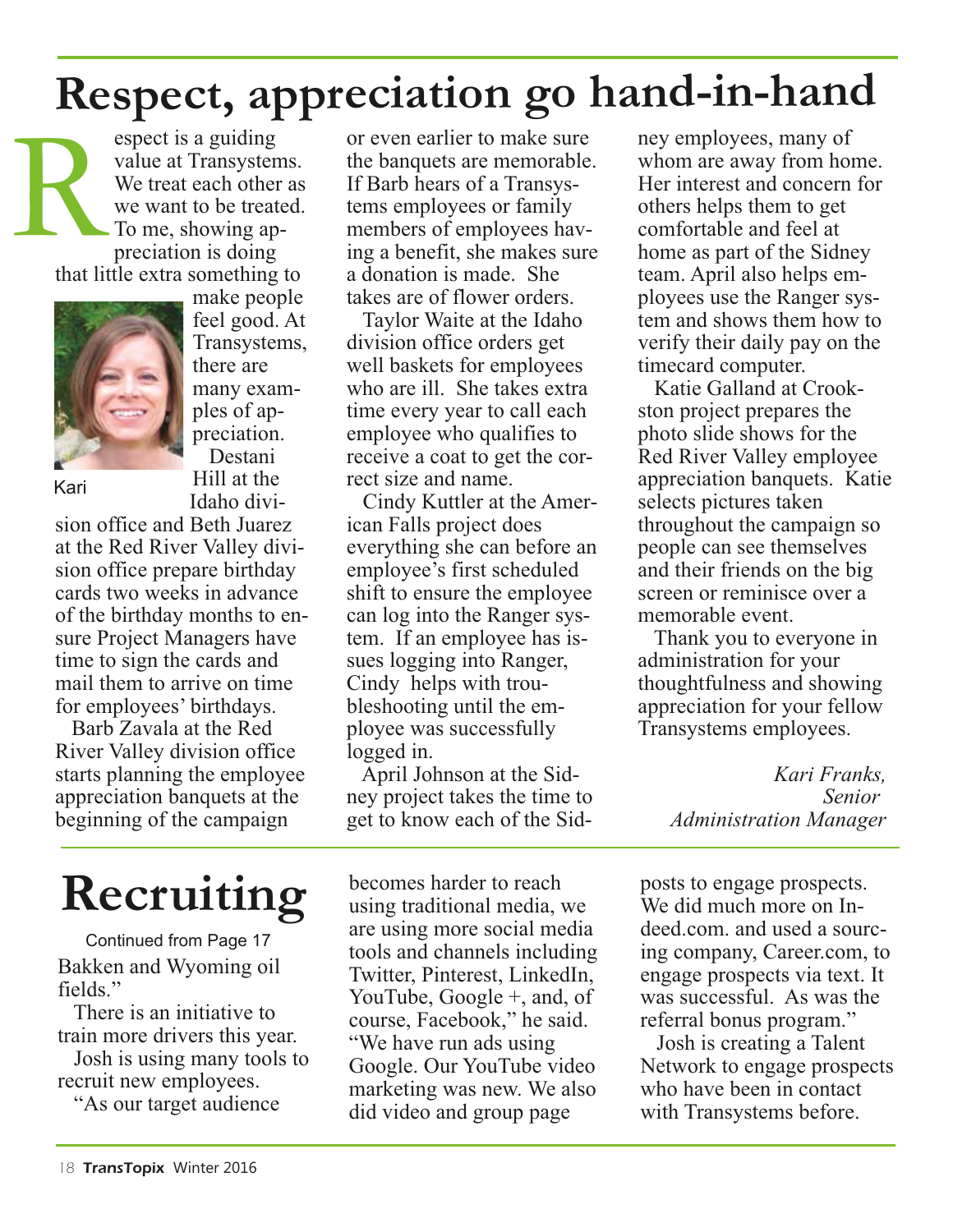# Respect, appreciation go hand-in-hand

Respect is a guiding value at Transystems. We treat each other as we want to be treated. To me, showing appreciation is doing that little extra something to make people feel good. At Transystems, there are many examples of appreciation.

Kari

Destani Hill at the Idaho division office and Beth Juarez at the Red River Valley division office prepare birthday cards two weeks in advance of the birthday months to ensure Project Managers have time to sign the cards and mail them to arrive on time for employees' birthdays.

Barb Zavala at the Red River Valley division office starts planning the employee appreciation banquets at the beginning of the campaign or even earlier to make sure the banquets are memorable. If Barb hears of a Transystems employees or family members of employees having a benefit, she makes sure a donation is made. She takes are of flower orders.

Taylor Waite at the Idaho division office orders get well baskets for employees who are ill. She takes extra time every year to call each employee who qualifies to receive a coat to get the correct size and name.

Cindy Kuttler at the American Falls project does everything she can before an employee's first scheduled shift to ensure the employee can log into the Ranger system. If an employee has issues logging into Ranger, Cindy helps with troubleshooting until the employee was successfully logged in.

April Johnson at the Sidney project takes the time to get to know each of the Sidney employees, many of whom are away from home. Her interest and concern for others helps them to get comfortable and feel at home as part of the Sidney team. April also helps employees use the Ranger system and shows them how to verify their daily pay on the timecard computer.

Katie Galland at Crookston project prepares the photo slide shows for the Red River Valley employee appreciation banquets. Katie selects pictures taken throughout the campaign so people can see themselves and their friends on the big screen or reminisce over a memorable event.

Thank you to everyone in administration for your thoughtfulness and showing appreciation for your fellow Transystems employees.

*Kari Franks,*
*Senior Administration Manager*

# Recruiting

Continued from Page 17

Bakken and Wyoming oil fields."

There is an initiative to train more drivers this year.

Josh is using many tools to recruit new employees.

"As our target audience becomes harder to reach using traditional media, we are using more social media tools and channels including Twitter, Pinterest, LinkedIn, YouTube, Google +, and, of course, Facebook," he said. "We have run ads using Google. Our YouTube video marketing was new. We also did video and group page posts to engage prospects. We did much more on Indeed.com. and used a sourcing company, Career.com, to engage prospects via text. It was successful. As was the referral bonus program."

Josh is creating a Talent Network to engage prospects who have been in contact with Transystems before.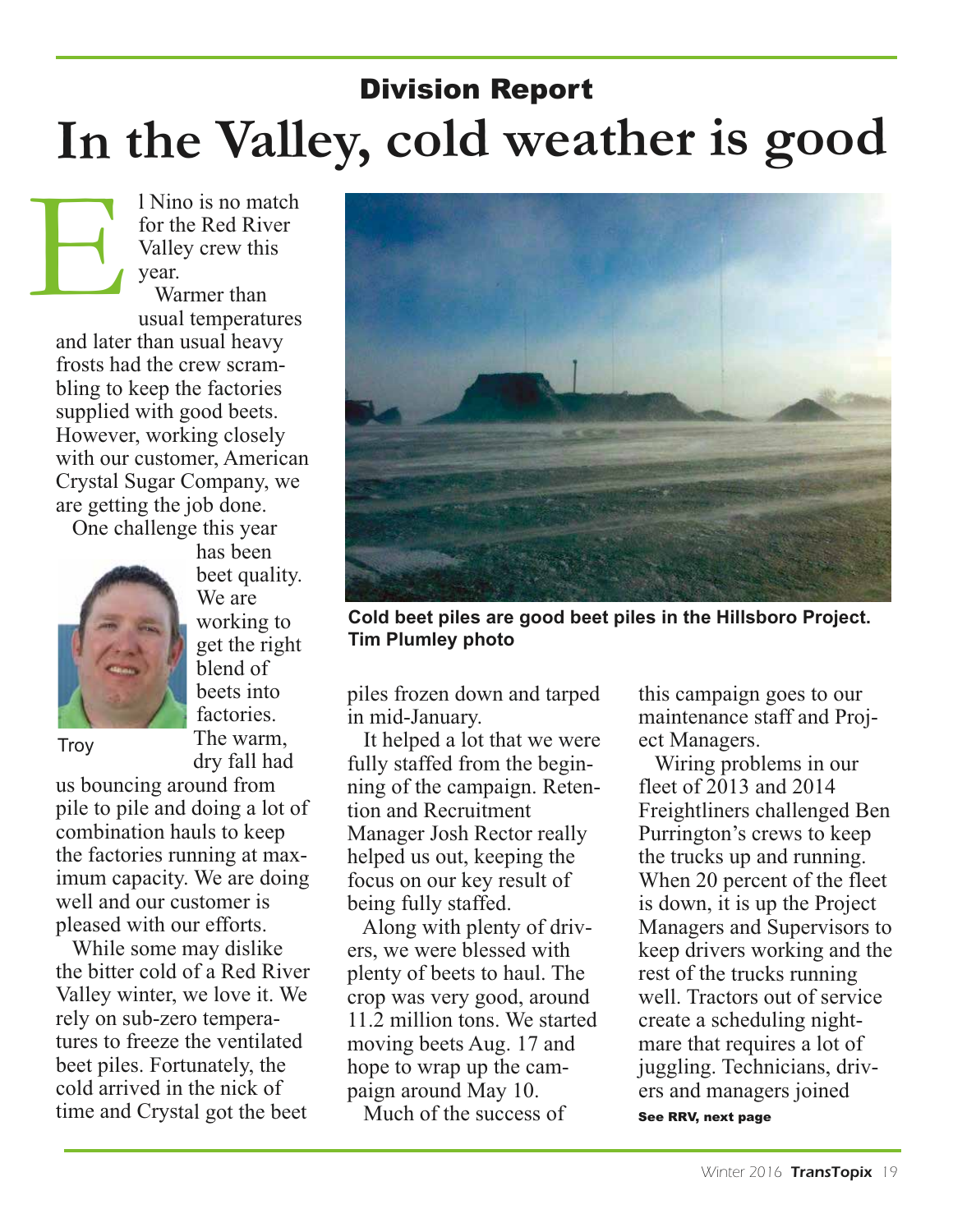## Division Report

# In the Valley, cold weather is good

El Nino is no match for the Red River Valley crew this year.

Warmer than usual temperatures and later than usual heavy frosts had the crew scrambling to keep the factories supplied with good beets. However, working closely with our customer, American Crystal Sugar Company, we are getting the job done.

One challenge this year has been beet quality. We are working to get the right blend of beets into factories. The warm, dry fall had us bouncing around from pile to pile and doing a lot of combination hauls to keep the factories running at maximum capacity. We are doing well and our customer is pleased with our efforts.

Troy

While some may dislike the bitter cold of a Red River Valley winter, we love it. We rely on sub-zero temperatures to freeze the ventilated beet piles. Fortunately, the cold arrived in the nick of time and Crystal got the beet piles frozen down and tarped in mid-January.

**Cold beet piles are good beet piles in the Hillsboro Project. Tim Plumley photo**

It helped a lot that we were fully staffed from the beginning of the campaign. Retention and Recruitment Manager Josh Rector really helped us out, keeping the focus on our key result of being fully staffed.

Along with plenty of drivers, we were blessed with plenty of beets to haul. The crop was very good, around 11.2 million tons. We started moving beets Aug. 17 and hope to wrap up the campaign around May 10.

Much of the success of this campaign goes to our maintenance staff and Project Managers.

Wiring problems in our fleet of 2013 and 2014 Freightliners challenged Ben Purrington's crews to keep the trucks up and running. When 20 percent of the fleet is down, it is up the Project Managers and Supervisors to keep drivers working and the rest of the trucks running well. Tractors out of service create a scheduling nightmare that requires a lot of juggling. Technicians, drivers and managers joined

**See RRV, next page**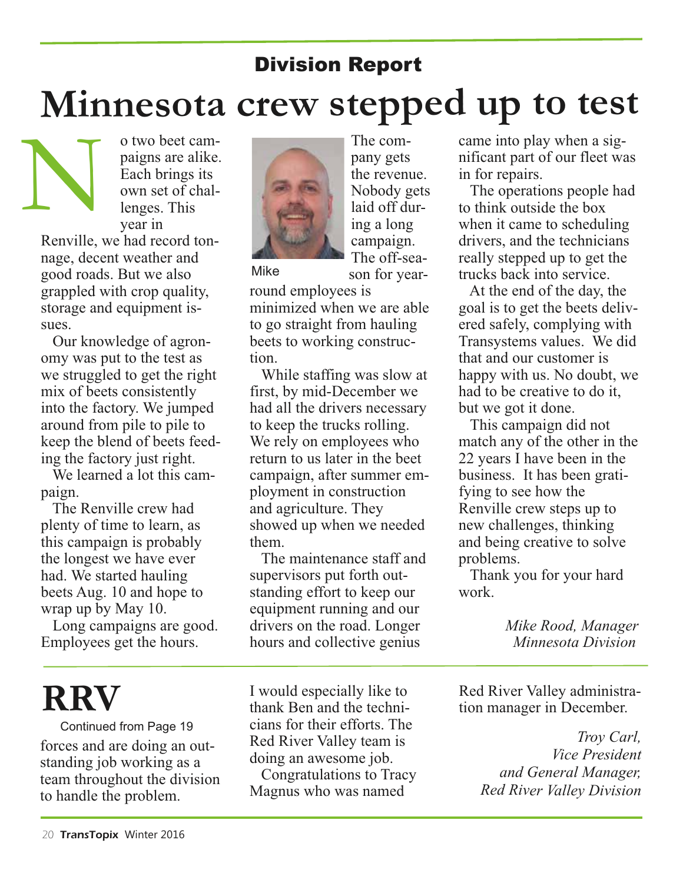Division Report

# Minnesota crew stepped up to test

No two beet campaigns are alike. Each brings its own set of challenges. This year in Renville, we had record tonnage, decent weather and good roads. But we also grappled with crop quality, storage and equipment issues.

Our knowledge of agronomy was put to the test as we struggled to get the right mix of beets consistently into the factory. We jumped around from pile to pile to keep the blend of beets feeding the factory just right.

We learned a lot this campaign.

The Renville crew had plenty of time to learn, as this campaign is probably the longest we have ever had. We started hauling beets Aug. 10 and hope to wrap up by May 10.

Long campaigns are good. Employees get the hours. The company gets the revenue. Nobody gets laid off during a long campaign. The off-season for year-round employees is minimized when we are able to go straight from hauling beets to working construction.

Mike

While staffing was slow at first, by mid-December we had all the drivers necessary to keep the trucks rolling. We rely on employees who return to us later in the beet campaign, after summer employment in construction and agriculture. They showed up when we needed them.

The maintenance staff and supervisors put forth outstanding effort to keep our equipment running and our drivers on the road. Longer hours and collective genius came into play when a significant part of our fleet was in for repairs.

The operations people had to think outside the box when it came to scheduling drivers, and the technicians really stepped up to get the trucks back into service.

At the end of the day, the goal is to get the beets delivered safely, complying with Transystems values. We did that and our customer is happy with us. No doubt, we had to be creative to do it, but we got it done.

This campaign did not match any of the other in the 22 years I have been in the business. It has been gratifying to see how the Renville crew steps up to new challenges, thinking and being creative to solve problems.

Thank you for your hard work.

*Mike Rood, Manager*
*Minnesota Division*

# RRV

Continued from Page 19

forces and are doing an outstanding job working as a team throughout the division to handle the problem.

I would especially like to thank Ben and the technicians for their efforts. The Red River Valley team is doing an awesome job.

Congratulations to Tracy Magnus who was named Red River Valley administration manager in December.

*Troy Carl,*
*Vice President*
*and General Manager,*
*Red River Valley Division*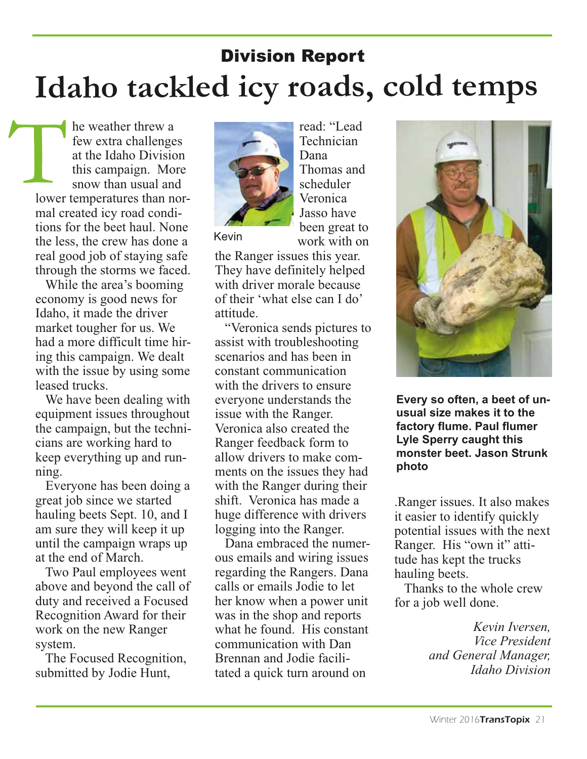## Division Report

# Idaho tackled icy roads, cold temps

The weather threw a few extra challenges at the Idaho Division this campaign. More snow than usual and lower temperatures than normal created icy road conditions for the beet haul. None the less, the crew has done a real good job of staying safe through the storms we faced.

While the area's booming economy is good news for Idaho, it made the driver market tougher for us. We had a more difficult time hiring this campaign. We dealt with the issue by using some leased trucks.

We have been dealing with equipment issues throughout the campaign, but the technicians are working hard to keep everything up and running.

Everyone has been doing a great job since we started hauling beets Sept. 10, and I am sure they will keep it up until the campaign wraps up at the end of March.

Two Paul employees went above and beyond the call of duty and received a Focused Recognition Award for their work on the new Ranger system.

The Focused Recognition, submitted by Jodie Hunt,

Kevin

read: "Lead Technician Dana Thomas and scheduler Veronica Jasso have been great to work with on the Ranger issues this year. They have definitely helped with driver morale because of their 'what else can I do' attitude.

"Veronica sends pictures to assist with troubleshooting scenarios and has been in constant communication with the drivers to ensure everyone understands the issue with the Ranger. Veronica also created the Ranger feedback form to allow drivers to make comments on the issues they had with the Ranger during their shift. Veronica has made a huge difference with drivers logging into the Ranger.

Dana embraced the numerous emails and wiring issues regarding the Rangers. Dana calls or emails Jodie to let her know when a power unit was in the shop and reports what he found. His constant communication with Dan Brennan and Jodie facilitated a quick turn around on .Ranger issues. It also makes it easier to identify quickly potential issues with the next Ranger. His "own it" attitude has kept the trucks hauling beets.

Thanks to the whole crew for a job well done.

*Kevin Iversen,*
*Vice President*
*and General Manager,*
*Idaho Division*

**Every so often, a beet of unusual size makes it to the factory flume. Paul flumer Lyle Sperry caught this monster beet. Jason Strunk photo**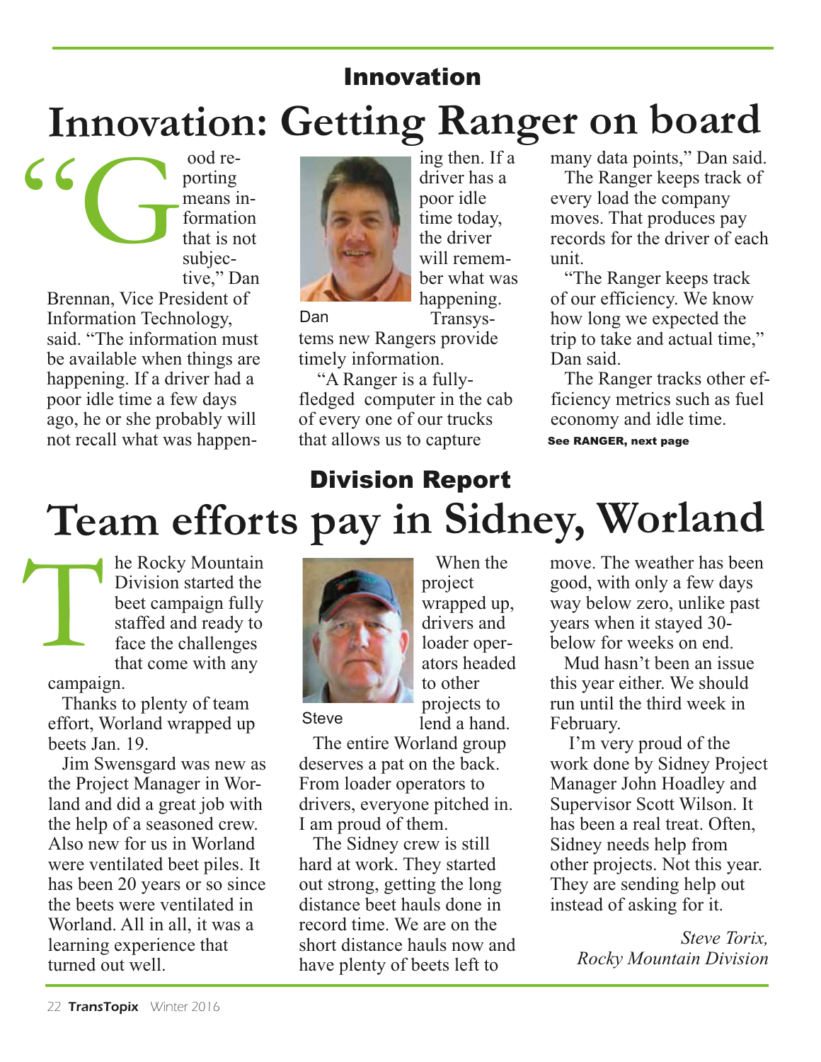## Innovation

# Innovation: Getting Ranger on board

"Good reporting means information that is not subjective," Dan Brennan, Vice President of Information Technology, said. "The information must be available when things are happening. If a driver had a poor idle time a few days ago, he or she probably will not recall what was happening then. If a driver has a poor idle time today, the driver will remember what was happening.

Dan

Transystems new Rangers provide timely information.

"A Ranger is a fully-fledged computer in the cab of every one of our trucks that allows us to capture many data points," Dan said.

The Ranger keeps track of every load the company moves. That produces pay records for the driver of each unit.

"The Ranger keeps track of our efficiency. We know how long we expected the trip to take and actual time," Dan said.

The Ranger tracks other efficiency metrics such as fuel economy and idle time.

**See RANGER, next page**

## Division Report

# Team efforts pay in Sidney, Worland

The Rocky Mountain Division started the beet campaign fully staffed and ready to face the challenges that come with any campaign.

Thanks to plenty of team effort, Worland wrapped up beets Jan. 19.

Jim Swensgard was new as the Project Manager in Worland and did a great job with the help of a seasoned crew. Also new for us in Worland were ventilated beet piles. It has been 20 years or so since the beets were ventilated in Worland. All in all, it was a learning experience that turned out well.

Steve

When the project wrapped up, drivers and loader operators headed to other projects to lend a hand.

The entire Worland group deserves a pat on the back. From loader operators to drivers, everyone pitched in. I am proud of them.

The Sidney crew is still hard at work. They started out strong, getting the long distance beet hauls done in record time. We are on the short distance hauls now and have plenty of beets left to move. The weather has been good, with only a few days way below zero, unlike past years when it stayed 30-below for weeks on end.

Mud hasn't been an issue this year either. We should run until the third week in February.

I'm very proud of the work done by Sidney Project Manager John Hoadley and Supervisor Scott Wilson. It has been a real treat. Often, Sidney needs help from other projects. Not this year. They are sending help out instead of asking for it.

*Steve Torix,*
*Rocky Mountain Division*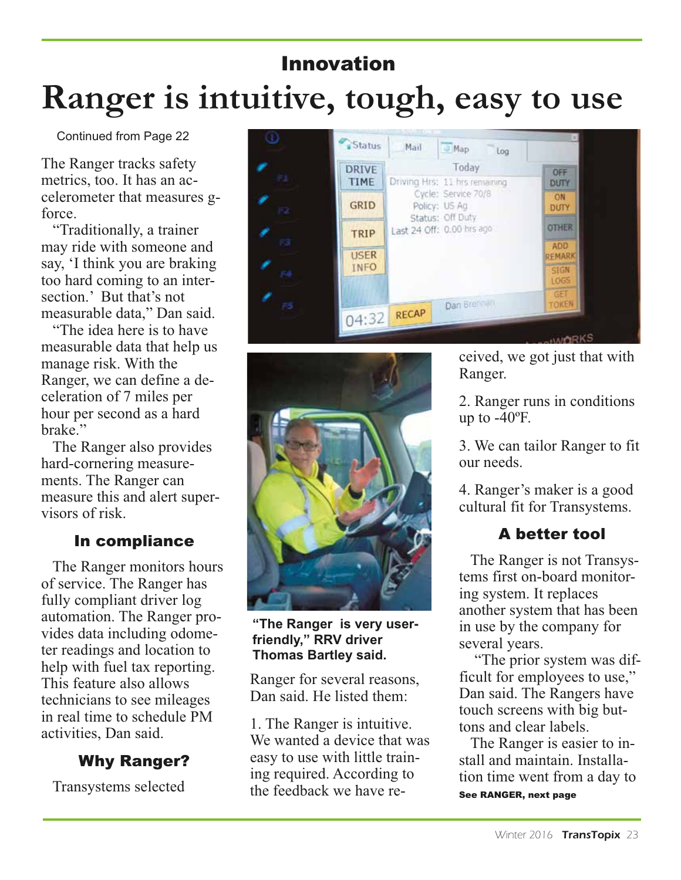## Innovation

# Ranger is intuitive, tough, easy to use

Continued from Page 22

The Ranger tracks safety metrics, too. It has an accelerometer that measures g-force.

"Traditionally, a trainer may ride with someone and say, 'I think you are braking too hard coming to an intersection.' But that's not measurable data," Dan said.

"The idea here is to have measurable data that help us manage risk. With the Ranger, we can define a deceleration of 7 miles per hour per second as a hard brake."

The Ranger also provides hard-cornering measurements. The Ranger can measure this and alert supervisors of risk.

### In compliance

The Ranger monitors hours of service. The Ranger has fully compliant driver log automation. The Ranger provides data including odometer readings and location to help with fuel tax reporting. This feature also allows technicians to see mileages in real time to schedule PM activities, Dan said.

### Why Ranger?

Transystems selected Ranger for several reasons, Dan said. He listed them:

1. The Ranger is intuitive. We wanted a device that was easy to use with little training required. According to the feedback we have received, we got just that with Ranger.

2. Ranger runs in conditions up to -40ºF.

3. We can tailor Ranger to fit our needs.

4. Ranger's maker is a good cultural fit for Transystems.

**"The Ranger is very user-friendly," RRV driver Thomas Bartley said.**

### A better tool

The Ranger is not Transystems first on-board monitoring system. It replaces another system that has been in use by the company for several years.

"The prior system was difficult for employees to use," Dan said. The Rangers have touch screens with big buttons and clear labels.

The Ranger is easier to install and maintain. Installation time went from a day to

**See RANGER, next page**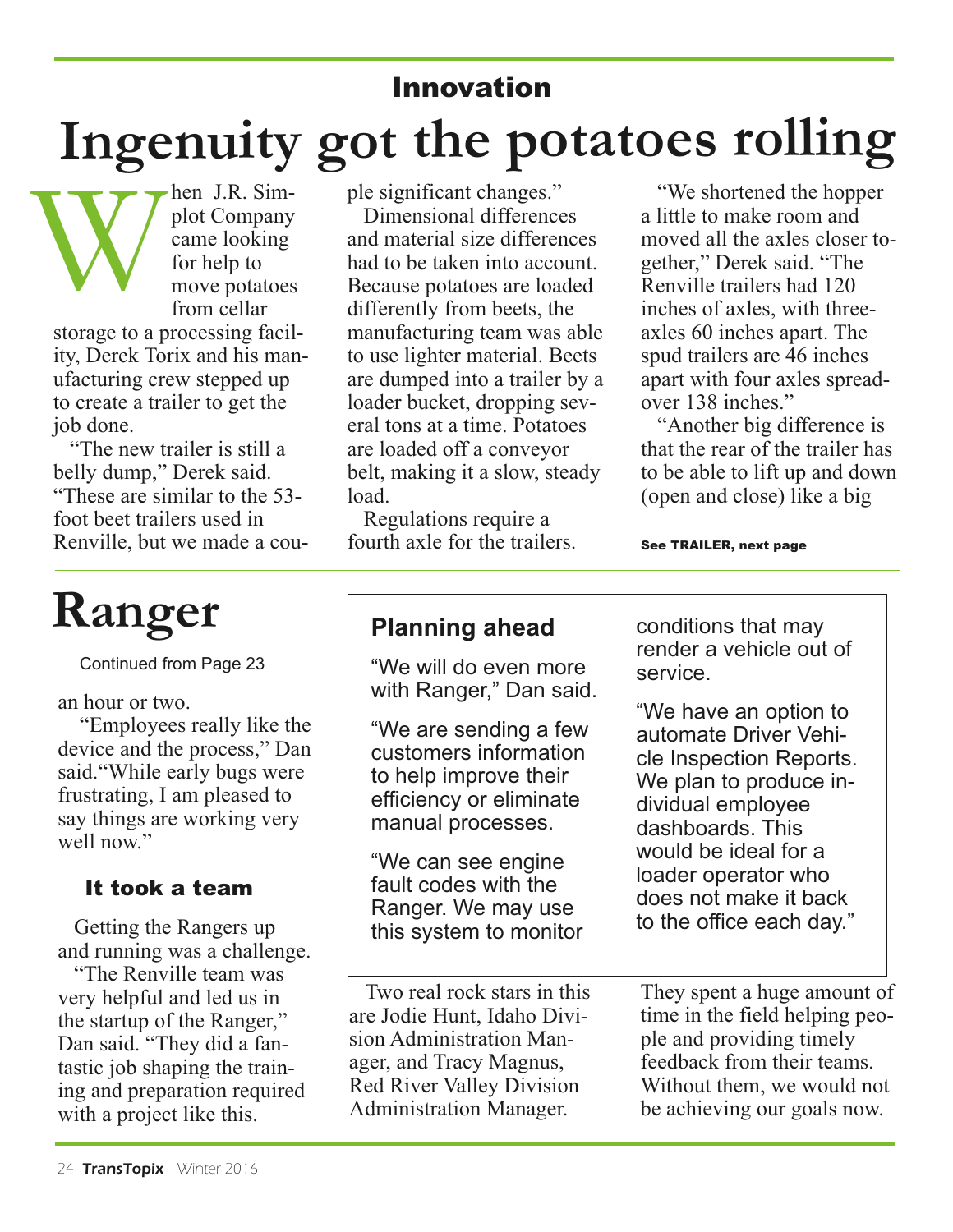## Innovation

# Ingenuity got the potatoes rolling

When J.R. Simplot Company came looking for help to move potatoes from cellar storage to a processing facility, Derek Torix and his manufacturing crew stepped up to create a trailer to get the job done.

"The new trailer is still a belly dump," Derek said. "These are similar to the 53-foot beet trailers used in Renville, but we made a couple significant changes."

Dimensional differences and material size differences had to be taken into account. Because potatoes are loaded differently from beets, the manufacturing team was able to use lighter material. Beets are dumped into a trailer by a loader bucket, dropping several tons at a time. Potatoes are loaded off a conveyor belt, making it a slow, steady load.

Regulations require a fourth axle for the trailers.

"We shortened the hopper a little to make room and moved all the axles closer together," Derek said. "The Renville trailers had 120 inches of axles, with three-axles 60 inches apart. The spud trailers are 46 inches apart with four axles spread-over 138 inches."

"Another big difference is that the rear of the trailer has to be able to lift up and down (open and close) like a big

See TRAILER, next page

# Ranger

Continued from Page 23

an hour or two.

"Employees really like the device and the process," Dan said."While early bugs were frustrating, I am pleased to say things are working very well now."

### It took a team

Getting the Rangers up and running was a challenge.

"The Renville team was very helpful and led us in the startup of the Ranger," Dan said. "They did a fantastic job shaping the training and preparation required with a project like this.

Two real rock stars in this are Jodie Hunt, Idaho Division Administration Manager, and Tracy Magnus, Red River Valley Division Administration Manager.

They spent a huge amount of time in the field helping people and providing timely feedback from their teams. Without them, we would not be achieving our goals now.

### Planning ahead

"We will do even more with Ranger," Dan said.

"We are sending a few customers information to help improve their efficiency or eliminate manual processes.

"We can see engine fault codes with the Ranger. We may use this system to monitor conditions that may render a vehicle out of service.

"We have an option to automate Driver Vehicle Inspection Reports. We plan to produce individual employee dashboards. This would be ideal for a loader operator who does not make it back to the office each day."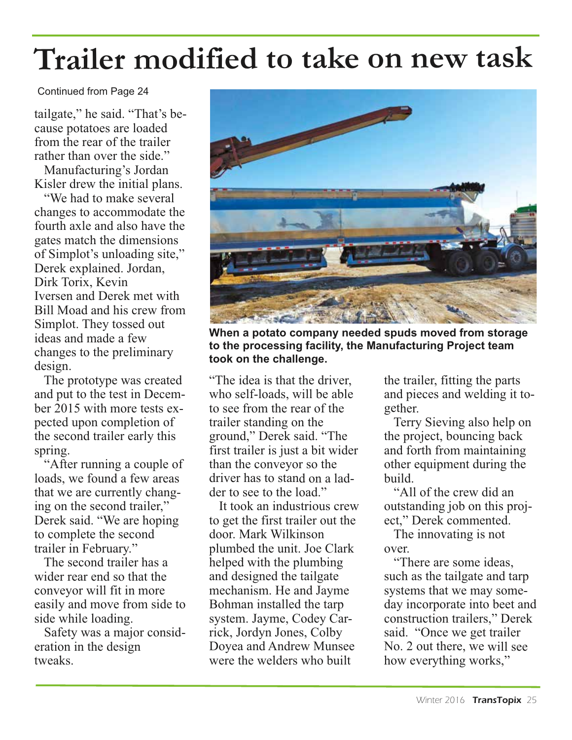# Trailer modified to take on new task

Continued from Page 24

tailgate," he said. "That's because potatoes are loaded from the rear of the trailer rather than over the side."

Manufacturing's Jordan Kisler drew the initial plans.

"We had to make several changes to accommodate the fourth axle and also have the gates match the dimensions of Simplot's unloading site," Derek explained. Jordan, Dirk Torix, Kevin Iversen and Derek met with Bill Moad and his crew from Simplot. They tossed out ideas and made a few changes to the preliminary design.

The prototype was created and put to the test in December 2015 with more tests expected upon completion of the second trailer early this spring.

"After running a couple of loads, we found a few areas that we are currently changing on the second trailer," Derek said. "We are hoping to complete the second trailer in February."

The second trailer has a wider rear end so that the conveyor will fit in more easily and move from side to side while loading.

Safety was a major consideration in the design tweaks.

**When a potato company needed spuds moved from storage to the processing facility, the Manufacturing Project team took on the challenge.**

"The idea is that the driver, who self-loads, will be able to see from the rear of the trailer standing on the ground," Derek said. "The first trailer is just a bit wider than the conveyor so the driver has to stand on a ladder to see to the load."

It took an industrious crew to get the first trailer out the door. Mark Wilkinson plumbed the unit. Joe Clark helped with the plumbing and designed the tailgate mechanism. He and Jayme Bohman installed the tarp system. Jayme, Codey Carrick, Jordyn Jones, Colby Doyea and Andrew Munsee were the welders who built the trailer, fitting the parts and pieces and welding it together.

Terry Sieving also help on the project, bouncing back and forth from maintaining other equipment during the build.

"All of the crew did an outstanding job on this project," Derek commented.

The innovating is not over.

"There are some ideas, such as the tailgate and tarp systems that we may someday incorporate into beet and construction trailers," Derek said. "Once we get trailer No. 2 out there, we will see how everything works,"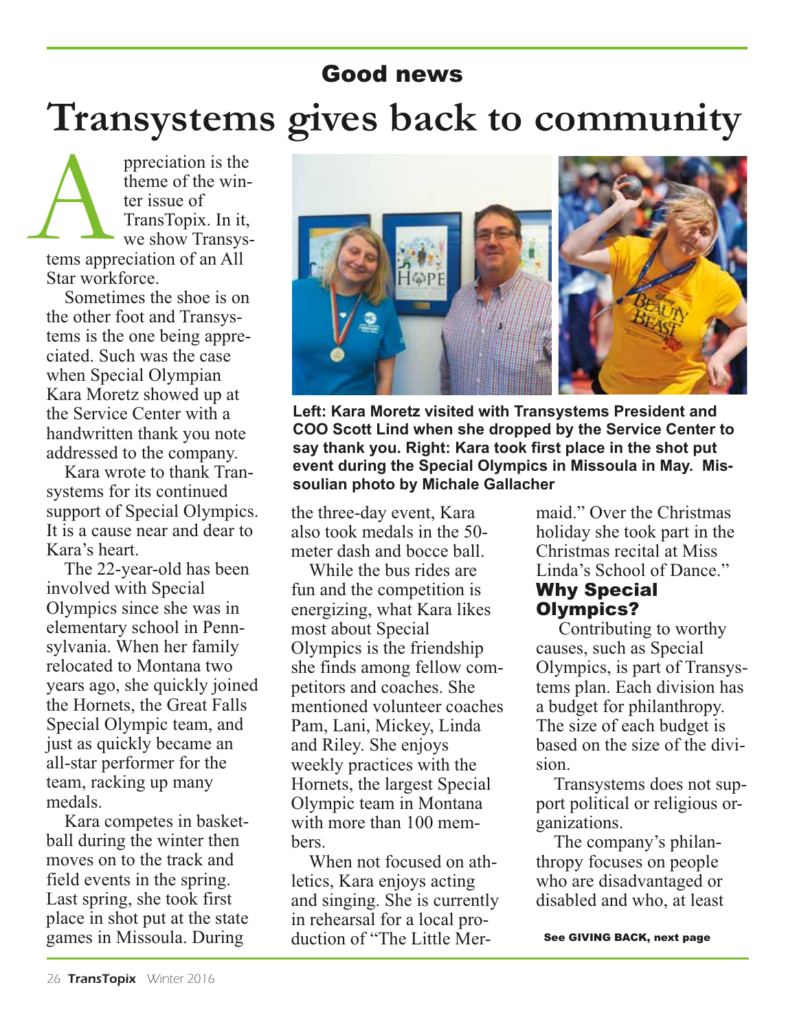## Good news

# Transystems gives back to community

Appreciation is the theme of the winter issue of TransTopix. In it, we show Transystems appreciation of an All Star workforce.

Sometimes the shoe is on the other foot and Transystems is the one being appreciated. Such was the case when Special Olympian Kara Moretz showed up at the Service Center with a handwritten thank you note addressed to the company.

Kara wrote to thank Transystems for its continued support of Special Olympics. It is a cause near and dear to Kara's heart.

The 22-year-old has been involved with Special Olympics since she was in elementary school in Pennsylvania. When her family relocated to Montana two years ago, she quickly joined the Hornets, the Great Falls Special Olympic team, and just as quickly became an all-star performer for the team, racking up many medals.

Kara competes in basketball during the winter then moves on to the track and field events in the spring. Last spring, she took first place in shot put at the state games in Missoula. During the three-day event, Kara also took medals in the 50-meter dash and bocce ball.

**Left: Kara Moretz visited with Transystems President and COO Scott Lind when she dropped by the Service Center to say thank you. Right: Kara took first place in the shot put event during the Special Olympics in Missoula in May. Missoulian photo by Michale Gallacher**

While the bus rides are fun and the competition is energizing, what Kara likes most about Special Olympics is the friendship she finds among fellow competitors and coaches. She mentioned volunteer coaches Pam, Lani, Mickey, Linda and Riley. She enjoys weekly practices with the Hornets, the largest Special Olympic team in Montana with more than 100 members.

When not focused on athletics, Kara enjoys acting and singing. She is currently in rehearsal for a local production of "The Little Mermaid." Over the Christmas holiday she took part in the Christmas recital at Miss Linda's School of Dance."

### Why Special Olympics?

Contributing to worthy causes, such as Special Olympics, is part of Transystems plan. Each division has a budget for philanthropy. The size of each budget is based on the size of the division.

Transystems does not support political or religious organizations.

The company's philanthropy focuses on people who are disadvantaged or disabled and who, at least

**See GIVING BACK, next page**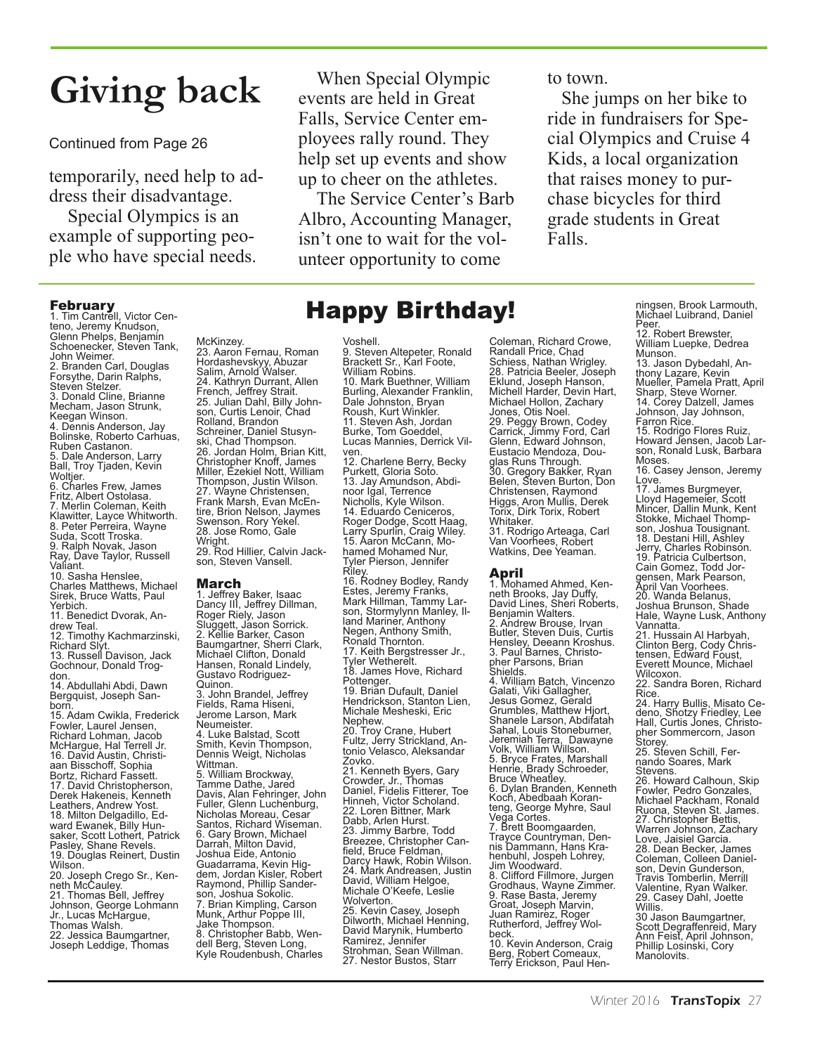# Giving back

Continued from Page 26

temporarily, need help to address their disadvantage.

Special Olympics is an example of supporting people who have special needs.

When Special Olympic events are held in Great Falls, Service Center employees rally round. They help set up events and show up to cheer on the athletes.

The Service Center's Barb Albro, Accounting Manager, isn't one to wait for the volunteer opportunity to come to town.

She jumps on her bike to ride in fundraisers for Special Olympics and Cruise 4 Kids, a local organization that raises money to purchase bicycles for third grade students in Great Falls.

# Happy Birthday!

## February

1. Tim Cantrell, Victor Centeno, Jeremy Knudson, Glenn Phelps, Benjamin Schoenecker, Steven Tank, John Weimer.
2. Branden Carl, Douglas Forsythe, Darin Ralphs, Steven Stelzer.
3. Donald Cline, Brianne Mecham, Jason Strunk, Keegan Winson.
4. Dennis Anderson, Jay Bolinske, Roberto Carhuas, Ruben Castanon.
5. Dale Anderson, Larry Ball, Troy Tjaden, Kevin Woltjer.
6. Charles Frew, James Fritz, Albert Ostolasa.
7. Merlin Coleman, Keith Klawitter, Layce Whitworth.
8. Peter Perreira, Wayne Suda, Scott Troska.
9. Ralph Novak, Jason Ray, Dave Taylor, Russell Valiant.
10. Sasha Henslee, Charles Matthews, Michael Sirek, Bruce Watts, Paul Yerbich.
11. Benedict Dvorak, Andrew Teal.
12. Timothy Kachmarzinski, Richard Slyt.
13. Russell Davison, Jack Gochnour, Donald Trogdon.
14. Abdullahi Abdi, Dawn Bergquist, Joseph Sanborn.
15. Adam Cwikla, Frederick Fowler, Laurel Jensen, Richard Lohman, Jacob McHargue, Hal Terrell Jr.
16. David Austin, Christiaan Bisschoff, Sophia Bortz, Richard Fassett.
17. David Christopherson, Derek Hakeneis, Kenneth Leathers, Andrew Yost.
18. Milton Delgadillo, Edward Ewanek, Billy Hunsaker, Scott Lothert, Patrick Pasley, Shane Revels.
19. Douglas Reinert, Dustin Wilson.
20. Joseph Crego Sr., Kenneth McCauley.
21. Thomas Bell, Jeffrey Johnson, George Lohmann Jr., Lucas McHargue, Thomas Walsh.
22. Jessica Baumgartner, Joseph Leddige, Thomas McKinzey.
23. Aaron Fernau, Roman Hordashevskyy, Abuzar Salim, Arnold Walser.
24. Kathryn Durrant, Allen French, Jeffrey Strait.
25. Julian Dahl, Billy Johnson, Curtis Lenoir, Chad Rolland, Brandon Schreiner, Daniel Stusynski, Chad Thompson.
26. Jordan Holm, Brian Kitt, Christopher Knoff, James Miller, Ezekiel Nott, William Thompson, Justin Wilson.
27. Wayne Christensen, Frank Marsh, Evan McEntire, Brion Nelson, Jaymes Swenson. Rory Yekel.
28. Jose Romo, Gale Wright.
29. Rod Hillier, Calvin Jackson, Steven Vansell.

## March

1. Jeffrey Baker, Isaac Dancy III, Jeffrey Dillman, Roger Riely, Jason Sluggett, Jason Sorrick.
2. Kellie Barker, Cason Baumgartner, Sherri Clark, Michael Clifton, Donald Hansen, Ronald Lindely, Gustavo Rodriguez-Quinon.
3. John Brandel, Jeffrey Fields, Rama Hiseni, Jerome Larson, Mark Neumeister.
4. Luke Balstad, Scott Smith, Kevin Thompson, Dennis Weigt, Nicholas Wittman.
5. William Brockway, Tamme Dathe, Jared Davis, Alan Fehringer, John Fuller, Glenn Luchenburg, Nicholas Moreau, Cesar Santos, Richard Wiseman.
6. Gary Brown, Michael Darrah, Milton David, Joshua Eide, Antonio Guadarrama, Kevin Higdem, Jordan Kisler, Robert Raymond, Phillip Sanderson, Joshua Sokolic.
7. Brian Kimpling, Carson Munk, Arthur Poppe III, Jake Thompson.
8. Christopher Babb, Wendell Berg, Steven Long, Kyle Roudenbush, Charles Voshell.
9. Steven Altepeter, Ronald Brackett Sr., Karl Foote, William Robins.
10. Mark Buethner, William Burling, Alexander Franklin, Dale Johnston, Bryan Roush, Kurt Winkler.
11. Steven Ash, Jordan Burke, Tom Goeddel, Lucas Mannies, Derrick Vilven.
12. Charlene Berry, Becky Purkett, Gloria Soto.
13. Jay Amundson, Abdinoor Igal, Terrence Nicholls, Kyle Wilson.
14. Eduardo Ceniceros, Roger Dodge, Scott Haag, Larry Spurlin, Craig Wiley.
15. Aaron McCann, Mohamed Mohamed Nur, Tyler Pierson, Jennifer Riley.
16. Rodney Bodley, Randy Estes, Jeremy Franks, Mark Hillman, Tammy Larson, Stormylynn Manley, Illand Mariner, Anthony Negen, Anthony Smith, Ronald Thornton.
17. Keith Bergstresser Jr., Tyler Wetherelt.
18. James Hove, Richard Pottenger.
19. Brian Dufault, Daniel Hendrickson, Stanton Lien, Michale Mesheski, Eric Nephew.
20. Troy Crane, Hubert Fultz, Jerry Strickland, Antonio Velasco, Aleksandar Zovko.
21. Kenneth Byers, Gary Crowder, Jr., Thomas Daniel, Fidelis Fitterer, Toe Hinneh, Victor Scholand.
22. Loren Bittner, Mark Dabb, Arlen Hurst.
23. Jimmy Barbre, Todd Breezee, Christopher Canfield, Bruce Feldman, Darcy Hawk, Robin Wilson.
24. Mark Andreasen, Justin David, William Helgoe, Michale O'Keefe, Leslie Wolverton.
25. Kevin Casey, Joseph Dilworth, Michael Henning, David Marynik, Humberto Ramirez, Jennifer Strohman, Sean Willman.
27. Nestor Bustos, Starr Coleman, Richard Crowe, Randall Price, Chad Schiess, Nathan Wrigley.
28. Patricia Beeler, Joseph Eklund, Joseph Hanson, Michell Harder, Devin Hart, Michael Hollon, Zachary Jones, Otis Noel.
29. Peggy Brown, Codey Carrick, Jimmy Ford, Carl Glenn, Edward Johnson, Eustacio Mendoza, Douglas Runs Through.
30. Gregory Bakker, Ryan Belen, Steven Burton, Don Christensen, Raymond Higgs, Aron Mullis, Derek Torix, Dirk Torix, Robert Whitaker.
31. Rodrigo Arteaga, Carl Van Voorhees, Robert Watkins, Dee Yeaman.

## April

1. Mohamed Ahmed, Kenneth Brooks, Jay Duffy, David Lines, Sheri Roberts, Benjamin Walters.
2. Andrew Brouse, Irvan Butler, Steven Duis, Curtis Hensley, Deeann Kroshus.
3. Paul Barnes, Christopher Parsons, Brian Shields.
4. William Batch, Vincenzo Galati, Viki Gallagher, Jesus Gomez, Gerald Grumbles, Matthew Hjort, Shanele Larson, Abdifatah Sahal, Louis Stoneburner, Jeremiah Terra, Dawayne Volk, William Willson.
5. Bryce Frates, Marshall Henrie, Brady Schroeder, Bruce Wheatley.
6. Dylan Branden, Kenneth Koch, Abedbaah Koranteng, George Myhre, Saul Vega Cortes.
7. Brett Boomgaarden, Trayce Countryman, Dennis Dammann, Hans Krahenbuhl, Jospeh Lohrey, Jim Woodward.
8. Clifford Fillmore, Jurgen Grodhaus, Wayne Zimmer.
9. Rase Basta, Jeremy Groat, Joseph Marvin, Juan Ramirez, Roger Rutherford, Jeffrey Wolbeck.
10. Kevin Anderson, Craig Berg, Robert Comeaux, Terry Erickson, Paul Henningsen, Brook Larmouth, Michael Luibrand, Daniel Peer.
12. Robert Brewster, William Luepke, Dedrea Munson.
13. Jason Dybedahl, Anthony Lazare, Kevin Mueller, Pamela Pratt, April Sharp, Steve Worner.
14. Corey Dalzell, James Johnson, Jay Johnson, Farron Rice.
15. Rodrigo Flores Ruiz, Howard Jensen, Jacob Larson, Ronald Lusk, Barbara Moses.
16. Casey Jenson, Jeremy Love.
17. James Burgmeyer, Lloyd Hagemeier, Scott Mincer, Dallin Munk, Kent Stokke, Michael Thompson, Joshua Tousignant.
18. Destani Hill, Ashley Jerry, Charles Robinson.
19. Patricia Culbertson, Cain Gomez, Todd Jorgensen, Mark Pearson, April Van Voorhees.
20. Wanda Belanus, Joshua Brunson, Shade Hale, Wayne Lusk, Anthony Vannatta.
21. Hussain Al Harbyah, Clinton Berg, Cody Christensen, Edward Foust, Everett Mounce, Michael Wilcoxon.
22. Sandra Boren, Richard Rice.
24. Harry Bullis, Misato Cedeno, Shotzy Friedley, Lee Hall, Curtis Jones, Christopher Sommercorn, Jason Storey.
25. Steven Schill, Fernando Soares, Mark Stevens.
26. Howard Calhoun, Skip Fowler, Pedro Gonzales, Michael Packham, Ronald Ruona, Steven St. James.
27. Christopher Bettis, Warren Johnson, Zachary Love, Jaisiel Garcia.
28. Dean Becker, James Coleman, Colleen Danielson, Devin Gunderson, Travis Tomberlin, Merrill Valentine, Ryan Walker.
29. Casey Dahl, Joette Willis.
30 Jason Baumgartner, Scott Degraffenreid, Mary Ann Feist, April Johnson, Phillip Losinski, Cory Manolovits.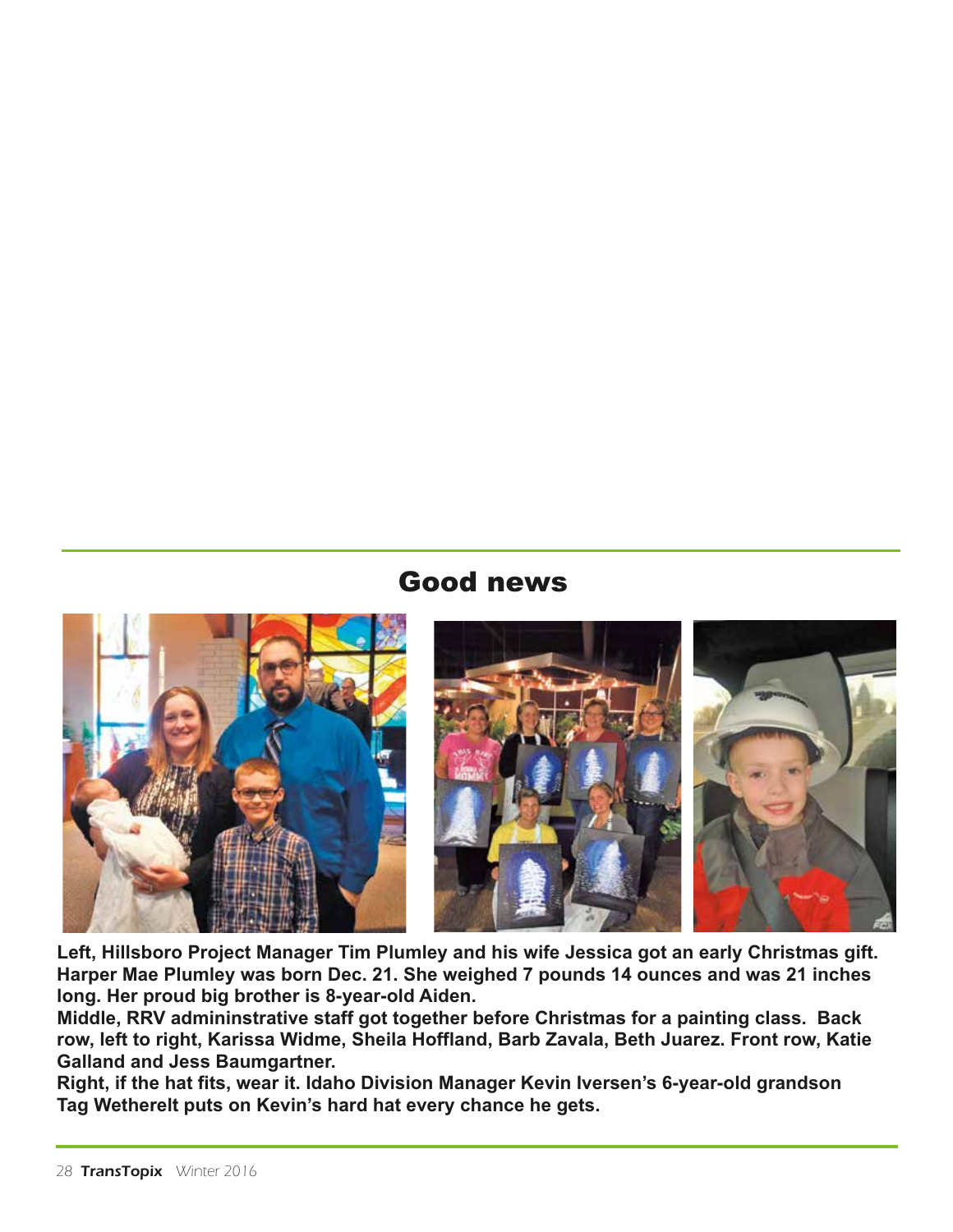## Good news

**Left, Hillsboro Project Manager Tim Plumley and his wife Jessica got an early Christmas gift. Harper Mae Plumley was born Dec. 21. She weighed 7 pounds 14 ounces and was 21 inches long. Her proud big brother is 8-year-old Aiden.**

**Middle, RRV admininstrative staff got together before Christmas for a painting class. Back row, left to right, Karissa Widme, Sheila Hoffland, Barb Zavala, Beth Juarez. Front row, Katie Galland and Jess Baumgartner.**

**Right, if the hat fits, wear it. Idaho Division Manager Kevin Iversen's 6-year-old grandson Tag Wetherelt puts on Kevin's hard hat every chance he gets.**